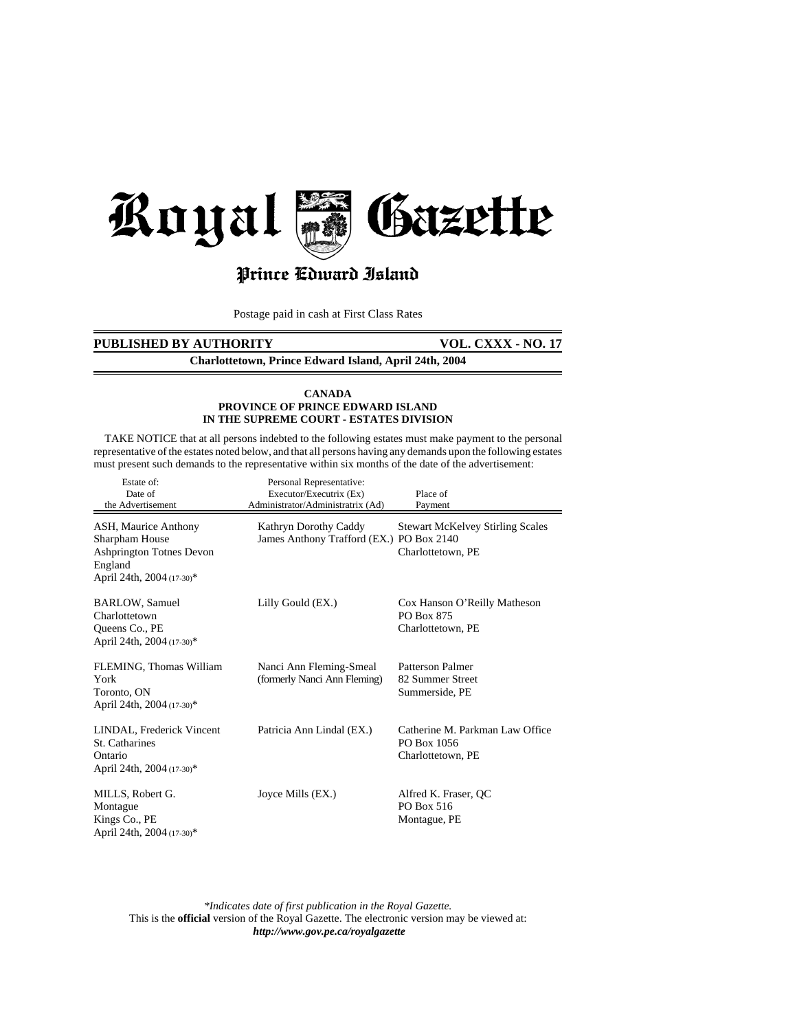# Royal Gazette

## Prince Edward Island

Postage paid in cash at First Class Rates

**PUBLISHED BY AUTHORITY** **VOL. CXXX - NO. 17**

**Charlottetown, Prince Edward Island, April 24th, 2004**

**CANADA**
**PROVINCE OF PRINCE EDWARD ISLAND**
**IN THE SUPREME COURT - ESTATES DIVISION**

TAKE NOTICE that at all persons indebted to the following estates must make payment to the personal representative of the estates noted below, and that all persons having any demands upon the following estates must present such demands to the representative within six months of the date of the advertisement:

| Estate of: Date of the Advertisement | Personal Representative: Executor/Executrix (Ex) Administrator/Administratrix (Ad) | Place of Payment |
|---|---|---|
| ASH, Maurice Anthony<br>Sharpham House<br>Ashprington Totnes Devon<br>England<br>April 24th, 2004 (17-30)* | Kathryn Dorothy Caddy<br>James Anthony Trafford (EX.) | Stewart McKelvey Stirling Scales<br>PO Box 2140<br>Charlottetown, PE |
| BARLOW, Samuel<br>Charlottetown<br>Queens Co., PE<br>April 24th, 2004 (17-30)* | Lilly Gould (EX.) | Cox Hanson O'Reilly Matheson<br>PO Box 875<br>Charlottetown, PE |
| FLEMING, Thomas William<br>York<br>Toronto, ON<br>April 24th, 2004 (17-30)* | Nanci Ann Fleming-Smeal<br>(formerly Nanci Ann Fleming) | Patterson Palmer<br>82 Summer Street<br>Summerside, PE |
| LINDAL, Frederick Vincent<br>St. Catharines<br>Ontario<br>April 24th, 2004 (17-30)* | Patricia Ann Lindal (EX.) | Catherine M. Parkman Law Office<br>PO Box 1056<br>Charlottetown, PE |
| MILLS, Robert G.<br>Montague<br>Kings Co., PE<br>April 24th, 2004 (17-30)* | Joyce Mills (EX.) | Alfred K. Fraser, QC<br>PO Box 516<br>Montague, PE |

*\*Indicates date of first publication in the Royal Gazette.*

This is the **official** version of the Royal Gazette. The electronic version may be viewed at:
***http://www.gov.pe.ca/royalgazette***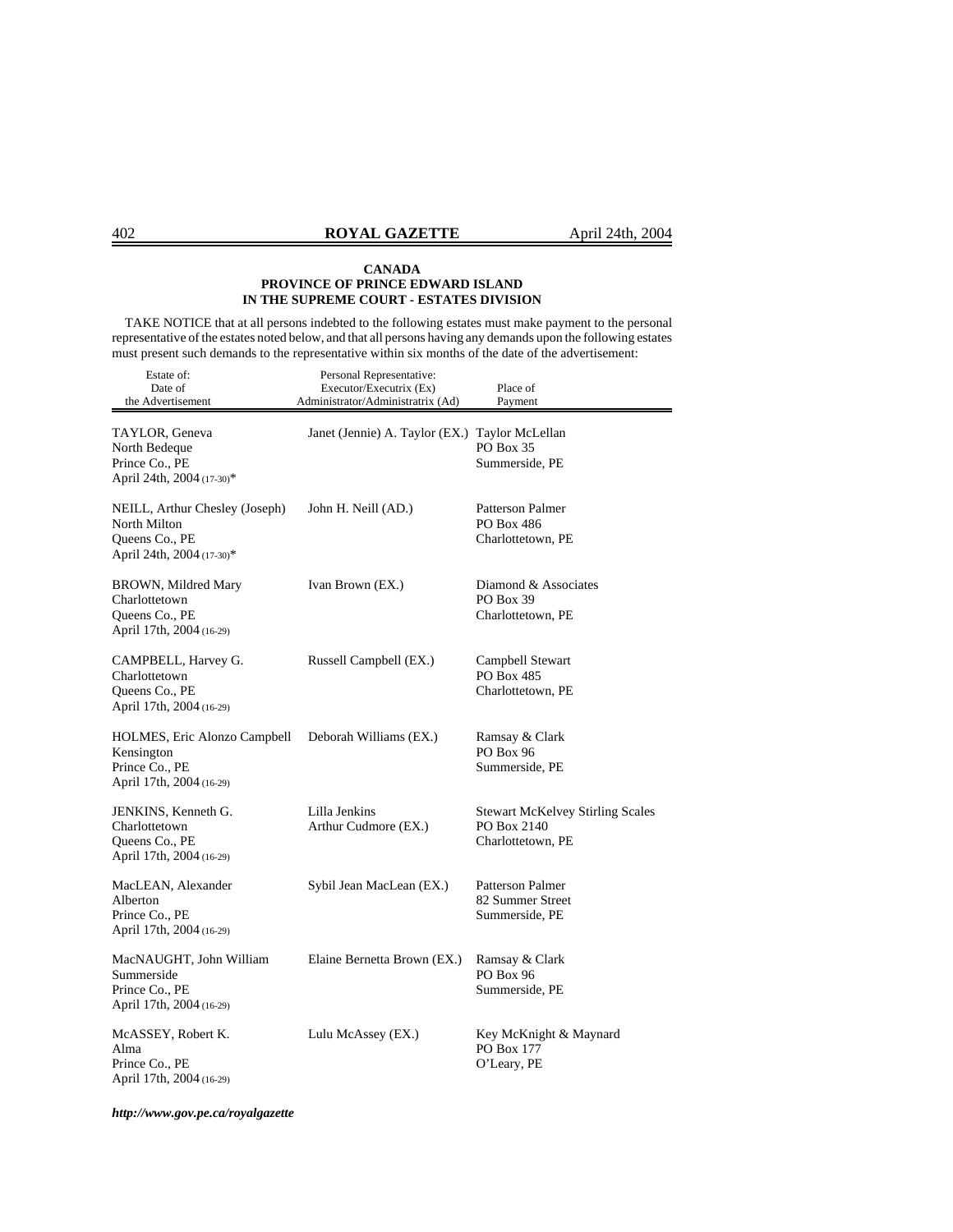**CANADA**
**PROVINCE OF PRINCE EDWARD ISLAND**
**IN THE SUPREME COURT - ESTATES DIVISION**

TAKE NOTICE that at all persons indebted to the following estates must make payment to the personal representative of the estates noted below, and that all persons having any demands upon the following estates must present such demands to the representative within six months of the date of the advertisement:

| Estate of: Date of the Advertisement | Personal Representative: Executor/Executrix (Ex) Administrator/Administratrix (Ad) | Place of Payment |
|---|---|---|
| TAYLOR, Geneva<br>North Bedeque<br>Prince Co., PE<br>April 24th, 2004 (17-30)* | Janet (Jennie) A. Taylor (EX.) | Taylor McLellan<br>PO Box 35<br>Summerside, PE |
| NEILL, Arthur Chesley (Joseph)<br>North Milton<br>Queens Co., PE<br>April 24th, 2004 (17-30)* | John H. Neill (AD.) | Patterson Palmer<br>PO Box 486<br>Charlottetown, PE |
| BROWN, Mildred Mary<br>Charlottetown<br>Queens Co., PE<br>April 17th, 2004 (16-29) | Ivan Brown (EX.) | Diamond & Associates<br>PO Box 39<br>Charlottetown, PE |
| CAMPBELL, Harvey G.<br>Charlottetown<br>Queens Co., PE<br>April 17th, 2004 (16-29) | Russell Campbell (EX.) | Campbell Stewart<br>PO Box 485<br>Charlottetown, PE |
| HOLMES, Eric Alonzo Campbell<br>Kensington<br>Prince Co., PE<br>April 17th, 2004 (16-29) | Deborah Williams (EX.) | Ramsay & Clark<br>PO Box 96<br>Summerside, PE |
| JENKINS, Kenneth G.<br>Charlottetown<br>Queens Co., PE<br>April 17th, 2004 (16-29) | Lilla Jenkins<br>Arthur Cudmore (EX.) | Stewart McKelvey Stirling Scales<br>PO Box 2140<br>Charlottetown, PE |
| MacLEAN, Alexander<br>Alberton<br>Prince Co., PE<br>April 17th, 2004 (16-29) | Sybil Jean MacLean (EX.) | Patterson Palmer<br>82 Summer Street<br>Summerside, PE |
| MacNAUGHT, John William<br>Summerside<br>Prince Co., PE<br>April 17th, 2004 (16-29) | Elaine Bernetta Brown (EX.) | Ramsay & Clark<br>PO Box 96<br>Summerside, PE |
| McASSEY, Robert K.<br>Alma<br>Prince Co., PE<br>April 17th, 2004 (16-29) | Lulu McAssey (EX.) | Key McKnight & Maynard<br>PO Box 177<br>O'Leary, PE |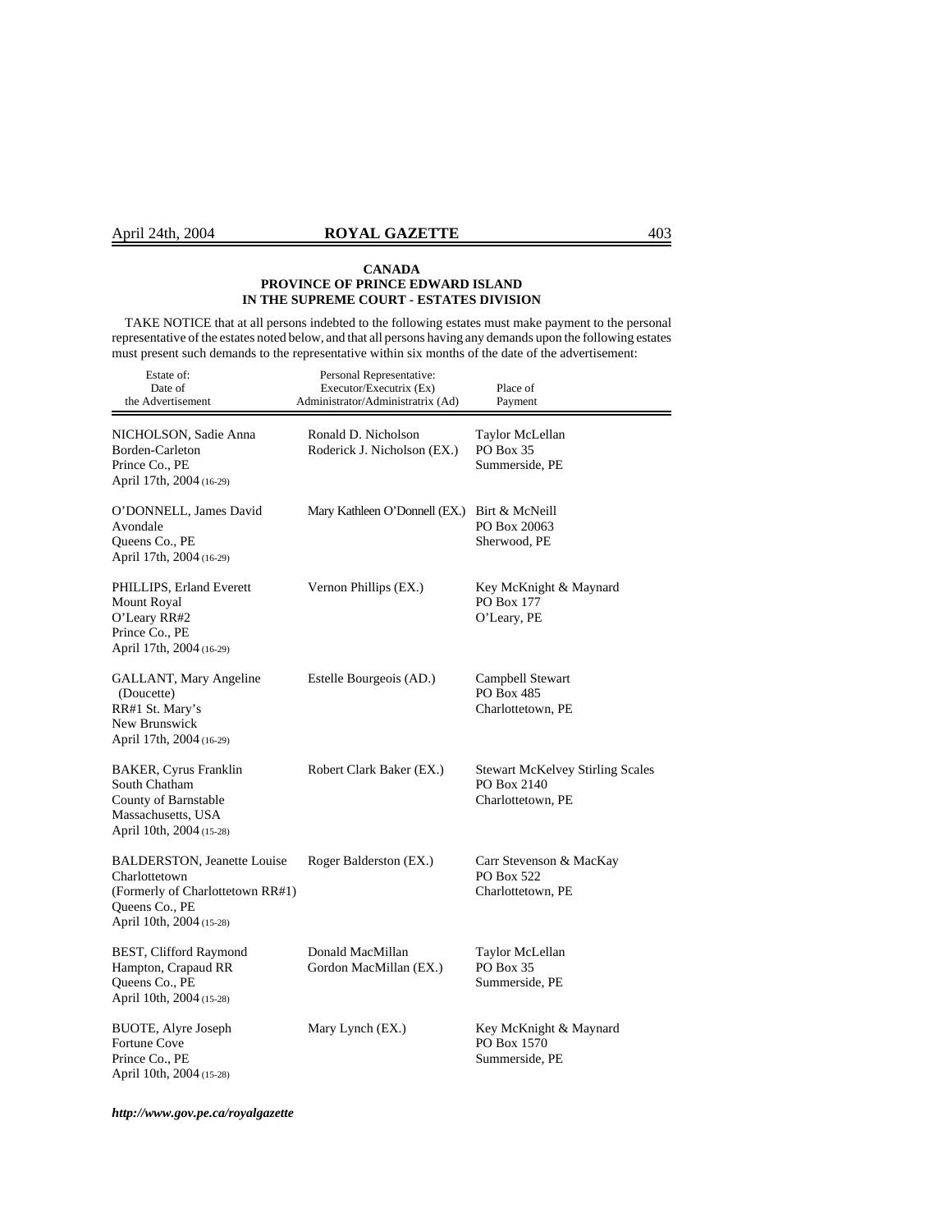**CANADA**
**PROVINCE OF PRINCE EDWARD ISLAND**
**IN THE SUPREME COURT - ESTATES DIVISION**

TAKE NOTICE that at all persons indebted to the following estates must make payment to the personal representative of the estates noted below, and that all persons having any demands upon the following estates must present such demands to the representative within six months of the date of the advertisement:

| Estate of: Date of the Advertisement | Personal Representative: Executor/Executrix (Ex) Administrator/Administratrix (Ad) | Place of Payment |
|---|---|---|
| NICHOLSON, Sadie Anna<br>Borden-Carleton<br>Prince Co., PE<br>April 17th, 2004 (16-29) | Ronald D. Nicholson<br>Roderick J. Nicholson (EX.) | Taylor McLellan<br>PO Box 35<br>Summerside, PE |
| O'DONNELL, James David<br>Avondale<br>Queens Co., PE<br>April 17th, 2004 (16-29) | Mary Kathleen O'Donnell (EX.) | Birt & McNeill<br>PO Box 20063<br>Sherwood, PE |
| PHILLIPS, Erland Everett<br>Mount Royal<br>O'Leary RR#2<br>Prince Co., PE<br>April 17th, 2004 (16-29) | Vernon Phillips (EX.) | Key McKnight & Maynard<br>PO Box 177<br>O'Leary, PE |
| GALLANT, Mary Angeline (Doucette)<br>RR#1 St. Mary's<br>New Brunswick<br>April 17th, 2004 (16-29) | Estelle Bourgeois (AD.) | Campbell Stewart<br>PO Box 485<br>Charlottetown, PE |
| BAKER, Cyrus Franklin<br>South Chatham<br>County of Barnstable<br>Massachusetts, USA<br>April 10th, 2004 (15-28) | Robert Clark Baker (EX.) | Stewart McKelvey Stirling Scales<br>PO Box 2140<br>Charlottetown, PE |
| BALDERSTON, Jeanette Louise<br>Charlottetown<br>(Formerly of Charlottetown RR#1)<br>Queens Co., PE<br>April 10th, 2004 (15-28) | Roger Balderston (EX.) | Carr Stevenson & MacKay<br>PO Box 522<br>Charlottetown, PE |
| BEST, Clifford Raymond<br>Hampton, Crapaud RR<br>Queens Co., PE<br>April 10th, 2004 (15-28) | Donald MacMillan<br>Gordon MacMillan (EX.) | Taylor McLellan<br>PO Box 35<br>Summerside, PE |
| BUOTE, Alyre Joseph<br>Fortune Cove<br>Prince Co., PE<br>April 10th, 2004 (15-28) | Mary Lynch (EX.) | Key McKnight & Maynard<br>PO Box 1570<br>Summerside, PE |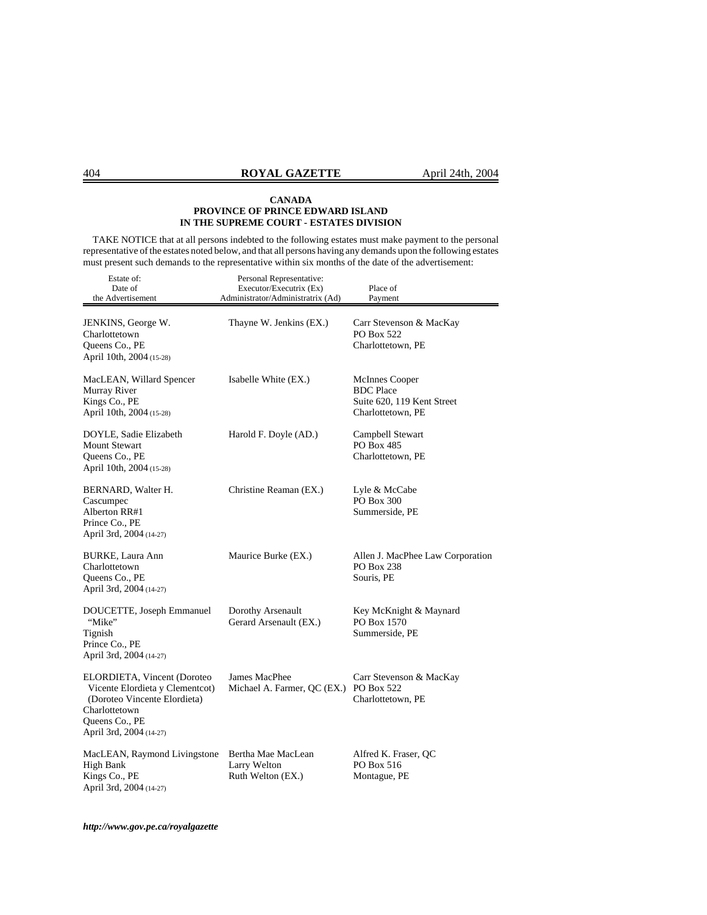**CANADA**
**PROVINCE OF PRINCE EDWARD ISLAND**
**IN THE SUPREME COURT - ESTATES DIVISION**

TAKE NOTICE that at all persons indebted to the following estates must make payment to the personal representative of the estates noted below, and that all persons having any demands upon the following estates must present such demands to the representative within six months of the date of the advertisement:

| Estate of: Date of the Advertisement | Personal Representative: Executor/Executrix (Ex) Administrator/Administratrix (Ad) | Place of Payment |
|---|---|---|
| JENKINS, George W.<br>Charlottetown<br>Queens Co., PE<br>April 10th, 2004 (15-28) | Thayne W. Jenkins (EX.) | Carr Stevenson & MacKay<br>PO Box 522<br>Charlottetown, PE |
| MacLEAN, Willard Spencer<br>Murray River<br>Kings Co., PE<br>April 10th, 2004 (15-28) | Isabelle White (EX.) | McInnes Cooper<br>BDC Place<br>Suite 620, 119 Kent Street<br>Charlottetown, PE |
| DOYLE, Sadie Elizabeth<br>Mount Stewart<br>Queens Co., PE<br>April 10th, 2004 (15-28) | Harold F. Doyle (AD.) | Campbell Stewart<br>PO Box 485<br>Charlottetown, PE |
| BERNARD, Walter H.<br>Cascumpec<br>Alberton RR#1<br>Prince Co., PE<br>April 3rd, 2004 (14-27) | Christine Reaman (EX.) | Lyle & McCabe<br>PO Box 300<br>Summerside, PE |
| BURKE, Laura Ann<br>Charlottetown<br>Queens Co., PE<br>April 3rd, 2004 (14-27) | Maurice Burke (EX.) | Allen J. MacPhee Law Corporation<br>PO Box 238<br>Souris, PE |
| DOUCETTE, Joseph Emmanuel "Mike"<br>Tignish<br>Prince Co., PE<br>April 3rd, 2004 (14-27) | Dorothy Arsenault<br>Gerard Arsenault (EX.) | Key McKnight & Maynard<br>PO Box 1570<br>Summerside, PE |
| ELORDIETA, Vincent (Doroteo Vicente Elordieta y Clementcot) (Doroteo Vincente Elordieta)<br>Charlottetown<br>Queens Co., PE<br>April 3rd, 2004 (14-27) | James MacPhee<br>Michael A. Farmer, QC (EX.) | Carr Stevenson & MacKay<br>PO Box 522<br>Charlottetown, PE |
| MacLEAN, Raymond Livingstone<br>High Bank<br>Kings Co., PE<br>April 3rd, 2004 (14-27) | Bertha Mae MacLean<br>Larry Welton<br>Ruth Welton (EX.) | Alfred K. Fraser, QC<br>PO Box 516<br>Montague, PE |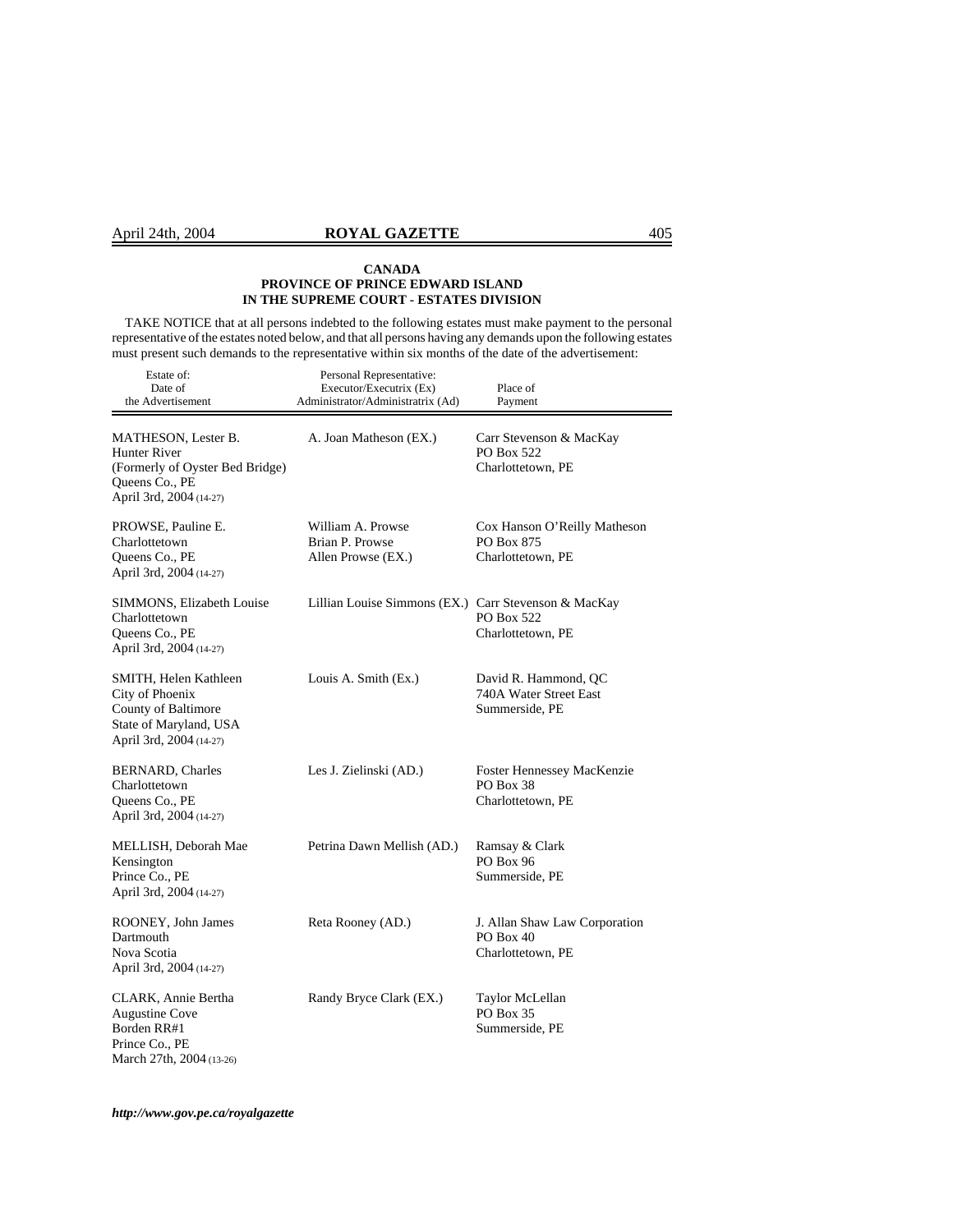**CANADA**
**PROVINCE OF PRINCE EDWARD ISLAND**
**IN THE SUPREME COURT - ESTATES DIVISION**

TAKE NOTICE that at all persons indebted to the following estates must make payment to the personal representative of the estates noted below, and that all persons having any demands upon the following estates must present such demands to the representative within six months of the date of the advertisement:

| Estate of: Date of the Advertisement | Personal Representative: Executor/Executrix (Ex) Administrator/Administratrix (Ad) | Place of Payment |
|---|---|---|
| MATHESON, Lester B.<br>Hunter River<br>(Formerly of Oyster Bed Bridge)<br>Queens Co., PE<br>April 3rd, 2004 (14-27) | A. Joan Matheson (EX.) | Carr Stevenson & MacKay<br>PO Box 522<br>Charlottetown, PE |
| PROWSE, Pauline E.<br>Charlottetown<br>Queens Co., PE<br>April 3rd, 2004 (14-27) | William A. Prowse<br>Brian P. Prowse<br>Allen Prowse (EX.) | Cox Hanson O'Reilly Matheson<br>PO Box 875<br>Charlottetown, PE |
| SIMMONS, Elizabeth Louise<br>Charlottetown<br>Queens Co., PE<br>April 3rd, 2004 (14-27) | Lillian Louise Simmons (EX.) | Carr Stevenson & MacKay<br>PO Box 522<br>Charlottetown, PE |
| SMITH, Helen Kathleen<br>City of Phoenix<br>County of Baltimore<br>State of Maryland, USA<br>April 3rd, 2004 (14-27) | Louis A. Smith (Ex.) | David R. Hammond, QC<br>740A Water Street East<br>Summerside, PE |
| BERNARD, Charles<br>Charlottetown<br>Queens Co., PE<br>April 3rd, 2004 (14-27) | Les J. Zielinski (AD.) | Foster Hennessey MacKenzie<br>PO Box 38<br>Charlottetown, PE |
| MELLISH, Deborah Mae<br>Kensington<br>Prince Co., PE<br>April 3rd, 2004 (14-27) | Petrina Dawn Mellish (AD.) | Ramsay & Clark<br>PO Box 96<br>Summerside, PE |
| ROONEY, John James<br>Dartmouth<br>Nova Scotia<br>April 3rd, 2004 (14-27) | Reta Rooney (AD.) | J. Allan Shaw Law Corporation<br>PO Box 40<br>Charlottetown, PE |
| CLARK, Annie Bertha<br>Augustine Cove<br>Borden RR#1<br>Prince Co., PE<br>March 27th, 2004 (13-26) | Randy Bryce Clark (EX.) | Taylor McLellan<br>PO Box 35<br>Summerside, PE |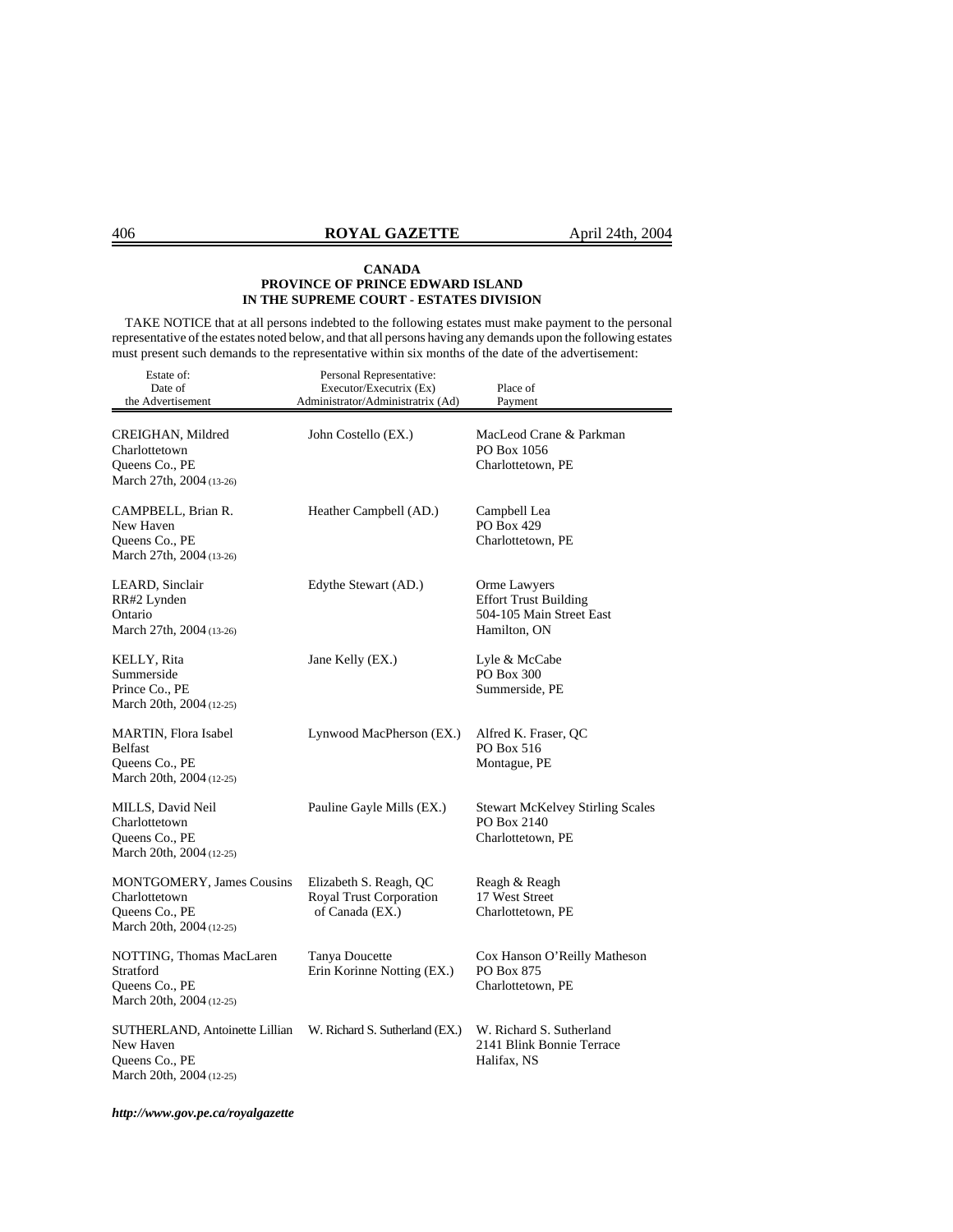**CANADA**
**PROVINCE OF PRINCE EDWARD ISLAND**
**IN THE SUPREME COURT - ESTATES DIVISION**

TAKE NOTICE that at all persons indebted to the following estates must make payment to the personal representative of the estates noted below, and that all persons having any demands upon the following estates must present such demands to the representative within six months of the date of the advertisement:

| Estate of: Date of the Advertisement | Personal Representative: Executor/Executrix (Ex) Administrator/Administratrix (Ad) | Place of Payment |
|---|---|---|
| CREIGHAN, Mildred<br>Charlottetown<br>Queens Co., PE<br>March 27th, 2004 (13-26) | John Costello (EX.) | MacLeod Crane & Parkman<br>PO Box 1056<br>Charlottetown, PE |
| CAMPBELL, Brian R.<br>New Haven<br>Queens Co., PE<br>March 27th, 2004 (13-26) | Heather Campbell (AD.) | Campbell Lea<br>PO Box 429<br>Charlottetown, PE |
| LEARD, Sinclair<br>RR#2 Lynden<br>Ontario<br>March 27th, 2004 (13-26) | Edythe Stewart (AD.) | Orme Lawyers<br>Effort Trust Building<br>504-105 Main Street East<br>Hamilton, ON |
| KELLY, Rita<br>Summerside<br>Prince Co., PE<br>March 20th, 2004 (12-25) | Jane Kelly (EX.) | Lyle & McCabe<br>PO Box 300<br>Summerside, PE |
| MARTIN, Flora Isabel<br>Belfast<br>Queens Co., PE<br>March 20th, 2004 (12-25) | Lynwood MacPherson (EX.) | Alfred K. Fraser, QC<br>PO Box 516<br>Montague, PE |
| MILLS, David Neil<br>Charlottetown<br>Queens Co., PE<br>March 20th, 2004 (12-25) | Pauline Gayle Mills (EX.) | Stewart McKelvey Stirling Scales<br>PO Box 2140<br>Charlottetown, PE |
| MONTGOMERY, James Cousins<br>Charlottetown<br>Queens Co., PE<br>March 20th, 2004 (12-25) | Elizabeth S. Reagh, QC<br>Royal Trust Corporation of Canada (EX.) | Reagh & Reagh<br>17 West Street<br>Charlottetown, PE |
| NOTTING, Thomas MacLaren<br>Stratford<br>Queens Co., PE<br>March 20th, 2004 (12-25) | Tanya Doucette<br>Erin Korinne Notting (EX.) | Cox Hanson O'Reilly Matheson<br>PO Box 875<br>Charlottetown, PE |
| SUTHERLAND, Antoinette Lillian<br>New Haven<br>Queens Co., PE<br>March 20th, 2004 (12-25) | W. Richard S. Sutherland (EX.) | W. Richard S. Sutherland<br>2141 Blink Bonnie Terrace<br>Halifax, NS |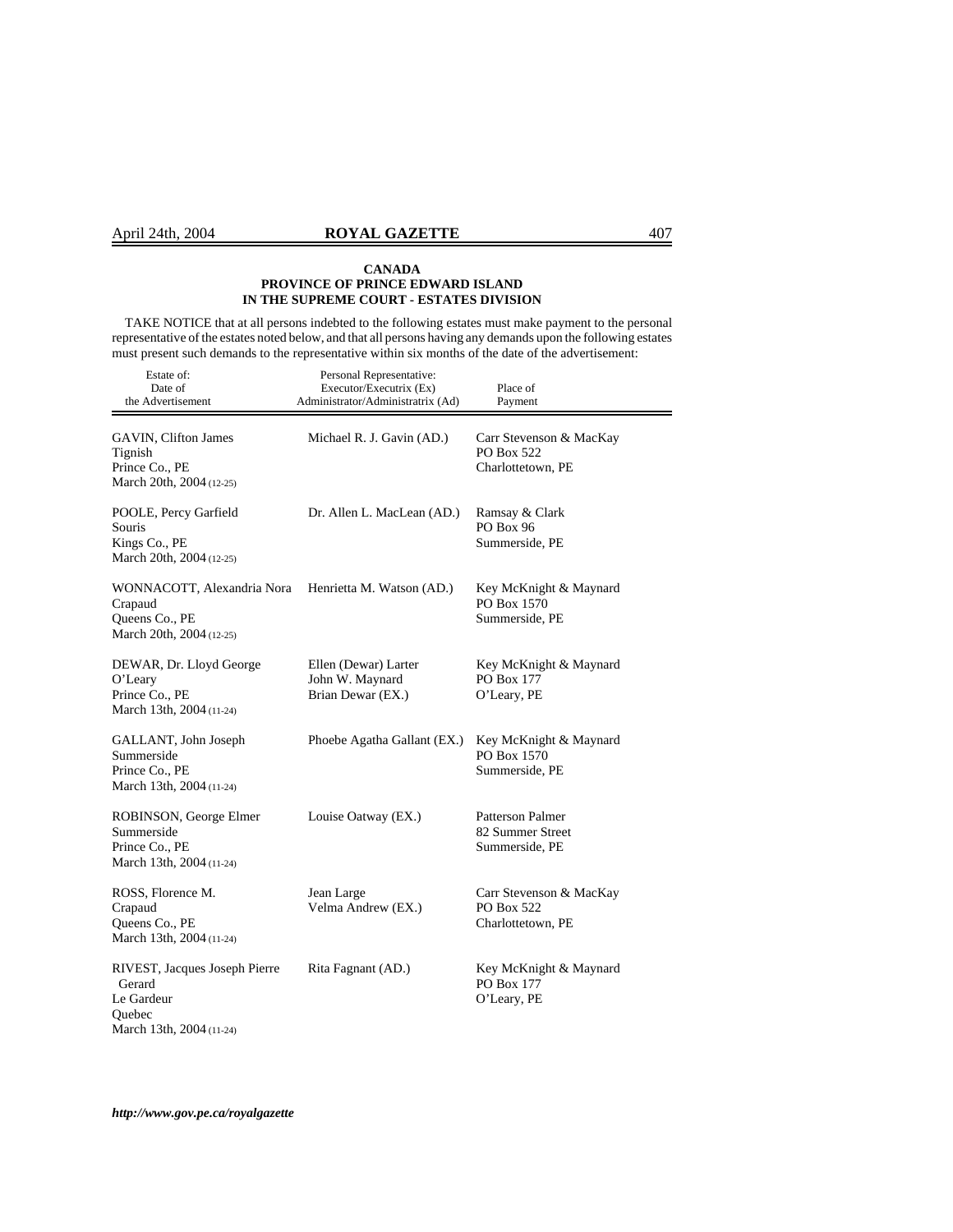**CANADA**
**PROVINCE OF PRINCE EDWARD ISLAND**
**IN THE SUPREME COURT - ESTATES DIVISION**

TAKE NOTICE that at all persons indebted to the following estates must make payment to the personal representative of the estates noted below, and that all persons having any demands upon the following estates must present such demands to the representative within six months of the date of the advertisement:

| Estate of: Date of the Advertisement | Personal Representative: Executor/Executrix (Ex) Administrator/Administratrix (Ad) | Place of Payment |
|---|---|---|
| GAVIN, Clifton James<br>Tignish<br>Prince Co., PE<br>March 20th, 2004 (12-25) | Michael R. J. Gavin (AD.) | Carr Stevenson & MacKay<br>PO Box 522<br>Charlottetown, PE |
| POOLE, Percy Garfield<br>Souris<br>Kings Co., PE<br>March 20th, 2004 (12-25) | Dr. Allen L. MacLean (AD.) | Ramsay & Clark<br>PO Box 96<br>Summerside, PE |
| WONNACOTT, Alexandria Nora<br>Crapaud<br>Queens Co., PE<br>March 20th, 2004 (12-25) | Henrietta M. Watson (AD.) | Key McKnight & Maynard<br>PO Box 1570<br>Summerside, PE |
| DEWAR, Dr. Lloyd George<br>O'Leary<br>Prince Co., PE<br>March 13th, 2004 (11-24) | Ellen (Dewar) Larter<br>John W. Maynard<br>Brian Dewar (EX.) | Key McKnight & Maynard<br>PO Box 177<br>O'Leary, PE |
| GALLANT, John Joseph<br>Summerside<br>Prince Co., PE<br>March 13th, 2004 (11-24) | Phoebe Agatha Gallant (EX.) | Key McKnight & Maynard<br>PO Box 1570<br>Summerside, PE |
| ROBINSON, George Elmer<br>Summerside<br>Prince Co., PE<br>March 13th, 2004 (11-24) | Louise Oatway (EX.) | Patterson Palmer<br>82 Summer Street<br>Summerside, PE |
| ROSS, Florence M.<br>Crapaud<br>Queens Co., PE<br>March 13th, 2004 (11-24) | Jean Large<br>Velma Andrew (EX.) | Carr Stevenson & MacKay<br>PO Box 522<br>Charlottetown, PE |
| RIVEST, Jacques Joseph Pierre Gerard<br>Le Gardeur<br>Quebec<br>March 13th, 2004 (11-24) | Rita Fagnant (AD.) | Key McKnight & Maynard<br>PO Box 177<br>O'Leary, PE |

*http://www.gov.pe.ca/royalgazette*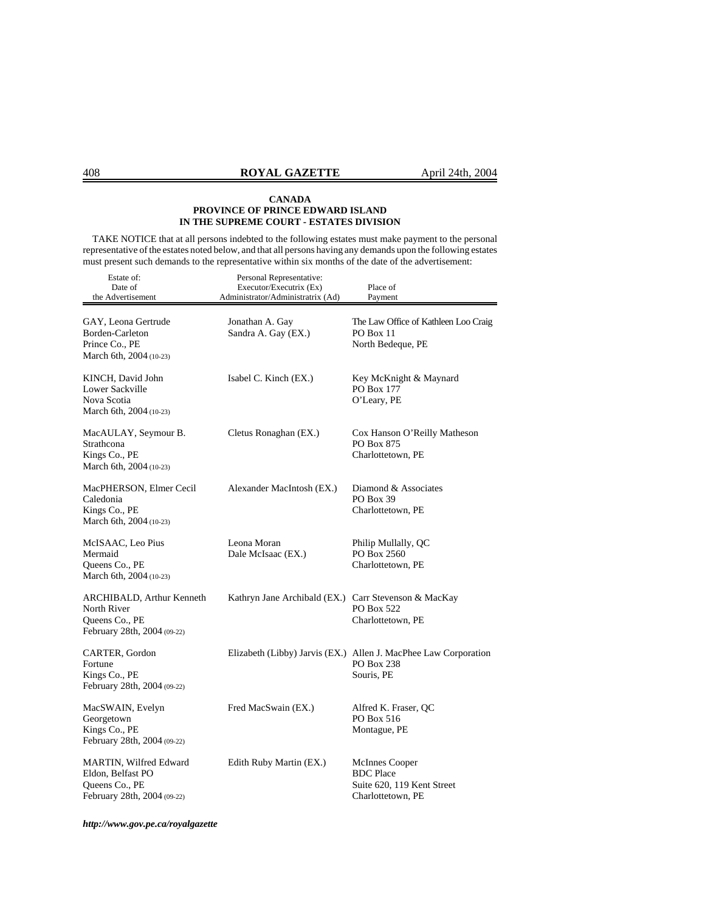**CANADA**
**PROVINCE OF PRINCE EDWARD ISLAND**
**IN THE SUPREME COURT - ESTATES DIVISION**

TAKE NOTICE that at all persons indebted to the following estates must make payment to the personal representative of the estates noted below, and that all persons having any demands upon the following estates must present such demands to the representative within six months of the date of the advertisement:

| Estate of: Date of the Advertisement | Personal Representative: Executor/Executrix (Ex) Administrator/Administratrix (Ad) | Place of Payment |
|---|---|---|
| GAY, Leona Gertrude<br>Borden-Carleton<br>Prince Co., PE<br>March 6th, 2004 (10-23) | Jonathan A. Gay<br>Sandra A. Gay (EX.) | The Law Office of Kathleen Loo Craig<br>PO Box 11<br>North Bedeque, PE |
| KINCH, David John<br>Lower Sackville<br>Nova Scotia<br>March 6th, 2004 (10-23) | Isabel C. Kinch (EX.) | Key McKnight & Maynard<br>PO Box 177<br>O'Leary, PE |
| MacAULAY, Seymour B.<br>Strathcona<br>Kings Co., PE<br>March 6th, 2004 (10-23) | Cletus Ronaghan (EX.) | Cox Hanson O'Reilly Matheson<br>PO Box 875<br>Charlottetown, PE |
| MacPHERSON, Elmer Cecil<br>Caledonia<br>Kings Co., PE<br>March 6th, 2004 (10-23) | Alexander MacIntosh (EX.) | Diamond & Associates<br>PO Box 39<br>Charlottetown, PE |
| McISAAC, Leo Pius<br>Mermaid<br>Queens Co., PE<br>March 6th, 2004 (10-23) | Leona Moran<br>Dale McIsaac (EX.) | Philip Mullally, QC<br>PO Box 2560<br>Charlottetown, PE |
| ARCHIBALD, Arthur Kenneth<br>North River<br>Queens Co., PE<br>February 28th, 2004 (09-22) | Kathryn Jane Archibald (EX.) | Carr Stevenson & MacKay<br>PO Box 522<br>Charlottetown, PE |
| CARTER, Gordon<br>Fortune<br>Kings Co., PE<br>February 28th, 2004 (09-22) | Elizabeth (Libby) Jarvis (EX.) | Allen J. MacPhee Law Corporation<br>PO Box 238<br>Souris, PE |
| MacSWAIN, Evelyn<br>Georgetown<br>Kings Co., PE<br>February 28th, 2004 (09-22) | Fred MacSwain (EX.) | Alfred K. Fraser, QC<br>PO Box 516<br>Montague, PE |
| MARTIN, Wilfred Edward<br>Eldon, Belfast PO<br>Queens Co., PE<br>February 28th, 2004 (09-22) | Edith Ruby Martin (EX.) | McInnes Cooper<br>BDC Place<br>Suite 620, 119 Kent Street<br>Charlottetown, PE |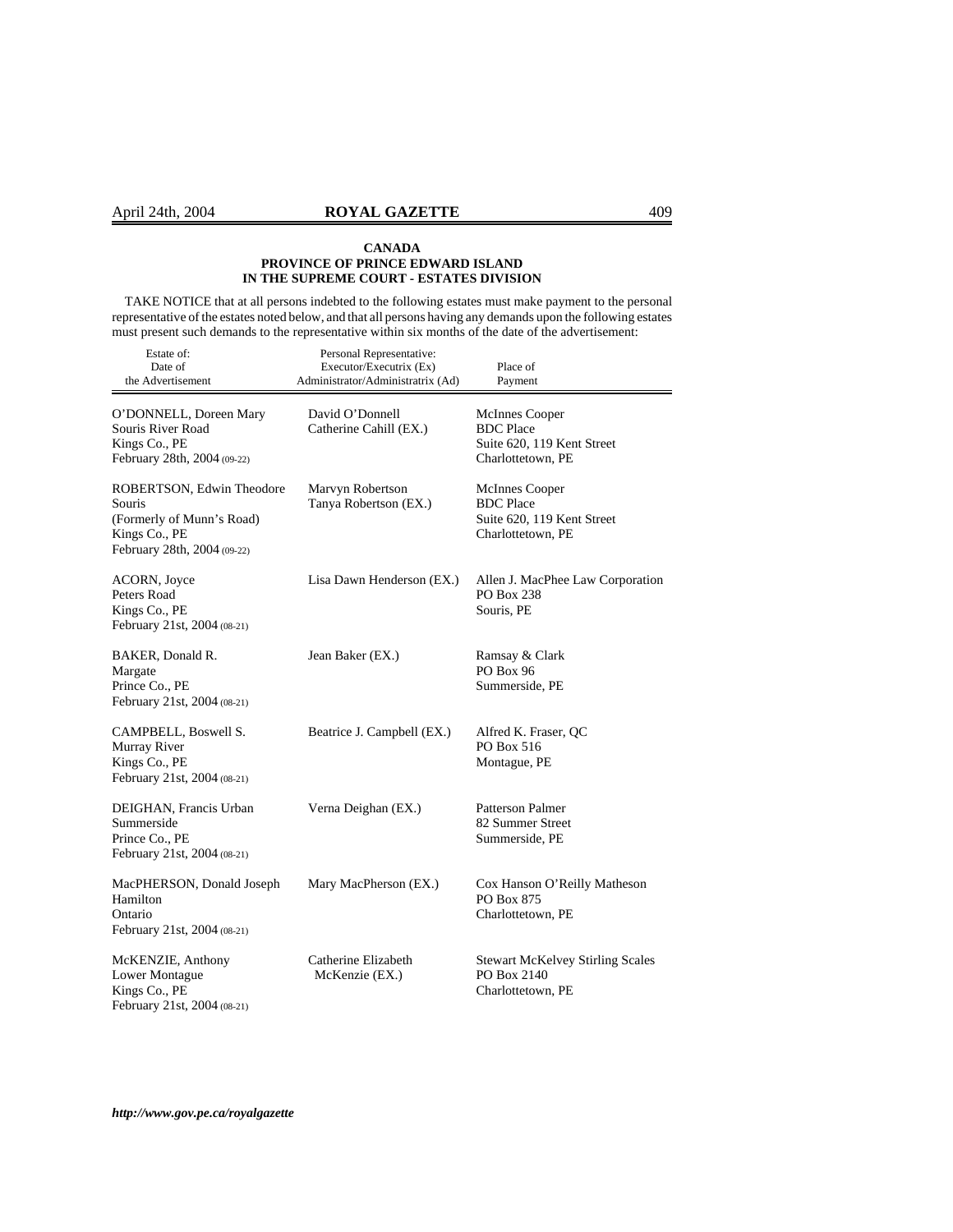**CANADA**
**PROVINCE OF PRINCE EDWARD ISLAND**
**IN THE SUPREME COURT - ESTATES DIVISION**

TAKE NOTICE that at all persons indebted to the following estates must make payment to the personal representative of the estates noted below, and that all persons having any demands upon the following estates must present such demands to the representative within six months of the date of the advertisement:

| Estate of: Date of the Advertisement | Personal Representative: Executor/Executrix (Ex) Administrator/Administratrix (Ad) | Place of Payment |
|---|---|---|
| O'DONNELL, Doreen Mary<br>Souris River Road<br>Kings Co., PE<br>February 28th, 2004 (09-22) | David O'Donnell<br>Catherine Cahill (EX.) | McInnes Cooper<br>BDC Place<br>Suite 620, 119 Kent Street<br>Charlottetown, PE |
| ROBERTSON, Edwin Theodore<br>Souris<br>(Formerly of Munn's Road)<br>Kings Co., PE<br>February 28th, 2004 (09-22) | Marvyn Robertson<br>Tanya Robertson (EX.) | McInnes Cooper<br>BDC Place<br>Suite 620, 119 Kent Street<br>Charlottetown, PE |
| ACORN, Joyce<br>Peters Road<br>Kings Co., PE<br>February 21st, 2004 (08-21) | Lisa Dawn Henderson (EX.) | Allen J. MacPhee Law Corporation<br>PO Box 238<br>Souris, PE |
| BAKER, Donald R.<br>Margate<br>Prince Co., PE<br>February 21st, 2004 (08-21) | Jean Baker (EX.) | Ramsay & Clark<br>PO Box 96<br>Summerside, PE |
| CAMPBELL, Boswell S.<br>Murray River<br>Kings Co., PE<br>February 21st, 2004 (08-21) | Beatrice J. Campbell (EX.) | Alfred K. Fraser, QC<br>PO Box 516<br>Montague, PE |
| DEIGHAN, Francis Urban<br>Summerside<br>Prince Co., PE<br>February 21st, 2004 (08-21) | Verna Deighan (EX.) | Patterson Palmer<br>82 Summer Street<br>Summerside, PE |
| MacPHERSON, Donald Joseph<br>Hamilton<br>Ontario<br>February 21st, 2004 (08-21) | Mary MacPherson (EX.) | Cox Hanson O'Reilly Matheson<br>PO Box 875<br>Charlottetown, PE |
| McKENZIE, Anthony<br>Lower Montague<br>Kings Co., PE<br>February 21st, 2004 (08-21) | Catherine Elizabeth McKenzie (EX.) | Stewart McKelvey Stirling Scales<br>PO Box 2140<br>Charlottetown, PE |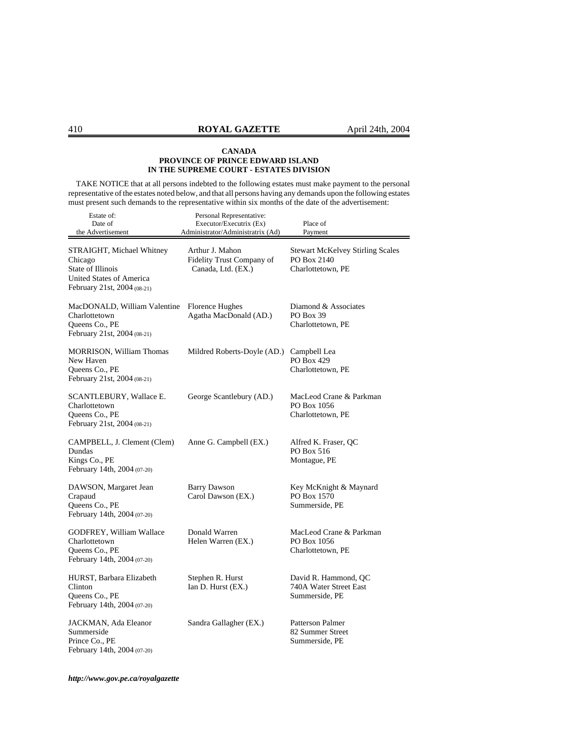**CANADA**
**PROVINCE OF PRINCE EDWARD ISLAND**
**IN THE SUPREME COURT - ESTATES DIVISION**

TAKE NOTICE that at all persons indebted to the following estates must make payment to the personal representative of the estates noted below, and that all persons having any demands upon the following estates must present such demands to the representative within six months of the date of the advertisement:

| Estate of: Date of the Advertisement | Personal Representative: Executor/Executrix (Ex) Administrator/Administratrix (Ad) | Place of Payment |
|---|---|---|
| STRAIGHT, Michael Whitney<br>Chicago<br>State of Illinois<br>United States of America<br>February 21st, 2004 (08-21) | Arthur J. Mahon<br>Fidelity Trust Company of Canada, Ltd. (EX.) | Stewart McKelvey Stirling Scales<br>PO Box 2140<br>Charlottetown, PE |
| MacDONALD, William Valentine<br>Charlottetown<br>Queens Co., PE<br>February 21st, 2004 (08-21) | Florence Hughes<br>Agatha MacDonald (AD.) | Diamond & Associates<br>PO Box 39<br>Charlottetown, PE |
| MORRISON, William Thomas<br>New Haven<br>Queens Co., PE<br>February 21st, 2004 (08-21) | Mildred Roberts-Doyle (AD.) | Campbell Lea<br>PO Box 429<br>Charlottetown, PE |
| SCANTLEBURY, Wallace E.<br>Charlottetown<br>Queens Co., PE<br>February 21st, 2004 (08-21) | George Scantlebury (AD.) | MacLeod Crane & Parkman<br>PO Box 1056<br>Charlottetown, PE |
| CAMPBELL, J. Clement (Clem)<br>Dundas<br>Kings Co., PE<br>February 14th, 2004 (07-20) | Anne G. Campbell (EX.) | Alfred K. Fraser, QC<br>PO Box 516<br>Montague, PE |
| DAWSON, Margaret Jean<br>Crapaud<br>Queens Co., PE<br>February 14th, 2004 (07-20) | Barry Dawson<br>Carol Dawson (EX.) | Key McKnight & Maynard<br>PO Box 1570<br>Summerside, PE |
| GODFREY, William Wallace<br>Charlottetown<br>Queens Co., PE<br>February 14th, 2004 (07-20) | Donald Warren<br>Helen Warren (EX.) | MacLeod Crane & Parkman<br>PO Box 1056<br>Charlottetown, PE |
| HURST, Barbara Elizabeth<br>Clinton<br>Queens Co., PE<br>February 14th, 2004 (07-20) | Stephen R. Hurst<br>Ian D. Hurst (EX.) | David R. Hammond, QC<br>740A Water Street East<br>Summerside, PE |
| JACKMAN, Ada Eleanor<br>Summerside<br>Prince Co., PE<br>February 14th, 2004 (07-20) | Sandra Gallagher (EX.) | Patterson Palmer<br>82 Summer Street<br>Summerside, PE |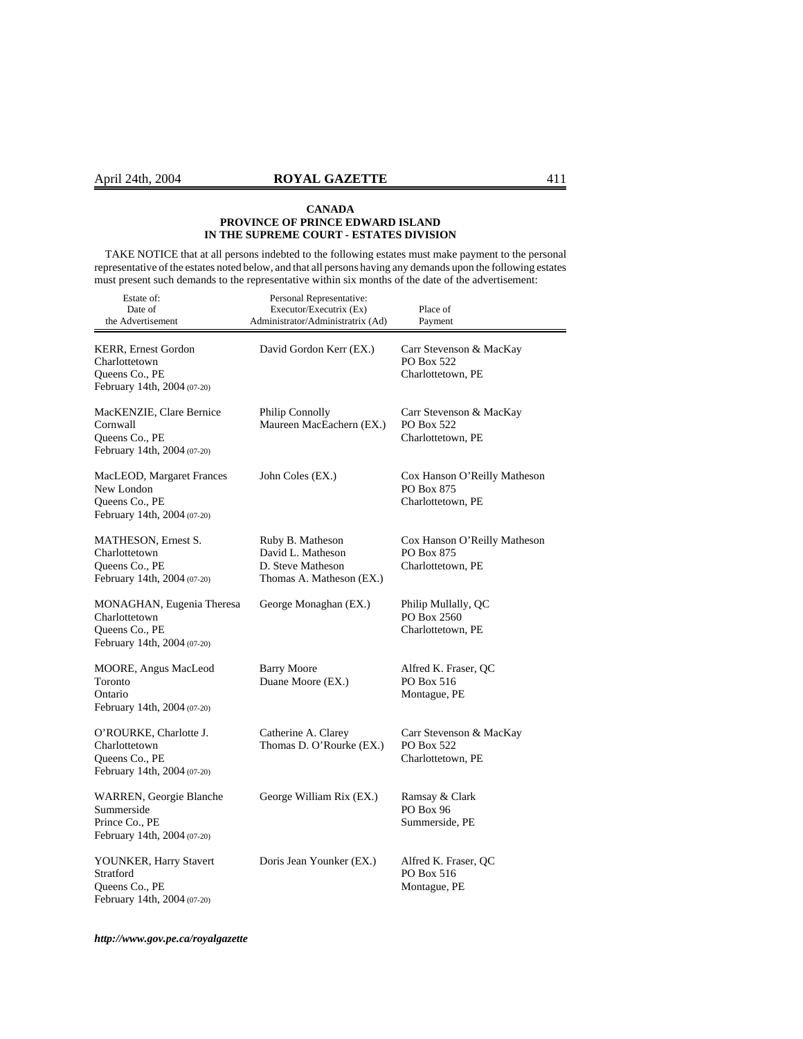**CANADA**
**PROVINCE OF PRINCE EDWARD ISLAND**
**IN THE SUPREME COURT - ESTATES DIVISION**

TAKE NOTICE that at all persons indebted to the following estates must make payment to the personal representative of the estates noted below, and that all persons having any demands upon the following estates must present such demands to the representative within six months of the date of the advertisement:

| Estate of: Date of the Advertisement | Personal Representative: Executor/Executrix (Ex) Administrator/Administratrix (Ad) | Place of Payment |
|---|---|---|
| KERR, Ernest Gordon<br>Charlottetown<br>Queens Co., PE<br>February 14th, 2004 (07-20) | David Gordon Kerr (EX.) | Carr Stevenson & MacKay<br>PO Box 522<br>Charlottetown, PE |
| MacKENZIE, Clare Bernice<br>Cornwall<br>Queens Co., PE<br>February 14th, 2004 (07-20) | Philip Connolly<br>Maureen MacEachern (EX.) | Carr Stevenson & MacKay<br>PO Box 522<br>Charlottetown, PE |
| MacLEOD, Margaret Frances<br>New London<br>Queens Co., PE<br>February 14th, 2004 (07-20) | John Coles (EX.) | Cox Hanson O'Reilly Matheson<br>PO Box 875<br>Charlottetown, PE |
| MATHESON, Ernest S.<br>Charlottetown<br>Queens Co., PE<br>February 14th, 2004 (07-20) | Ruby B. Matheson<br>David L. Matheson<br>D. Steve Matheson<br>Thomas A. Matheson (EX.) | Cox Hanson O'Reilly Matheson<br>PO Box 875<br>Charlottetown, PE |
| MONAGHAN, Eugenia Theresa<br>Charlottetown<br>Queens Co., PE<br>February 14th, 2004 (07-20) | George Monaghan (EX.) | Philip Mullally, QC<br>PO Box 2560<br>Charlottetown, PE |
| MOORE, Angus MacLeod<br>Toronto<br>Ontario<br>February 14th, 2004 (07-20) | Barry Moore<br>Duane Moore (EX.) | Alfred K. Fraser, QC<br>PO Box 516<br>Montague, PE |
| O'ROURKE, Charlotte J.<br>Charlottetown<br>Queens Co., PE<br>February 14th, 2004 (07-20) | Catherine A. Clarey<br>Thomas D. O'Rourke (EX.) | Carr Stevenson & MacKay<br>PO Box 522<br>Charlottetown, PE |
| WARREN, Georgie Blanche<br>Summerside<br>Prince Co., PE<br>February 14th, 2004 (07-20) | George William Rix (EX.) | Ramsay & Clark<br>PO Box 96<br>Summerside, PE |
| YOUNKER, Harry Stavert<br>Stratford<br>Queens Co., PE<br>February 14th, 2004 (07-20) | Doris Jean Younker (EX.) | Alfred K. Fraser, QC<br>PO Box 516<br>Montague, PE |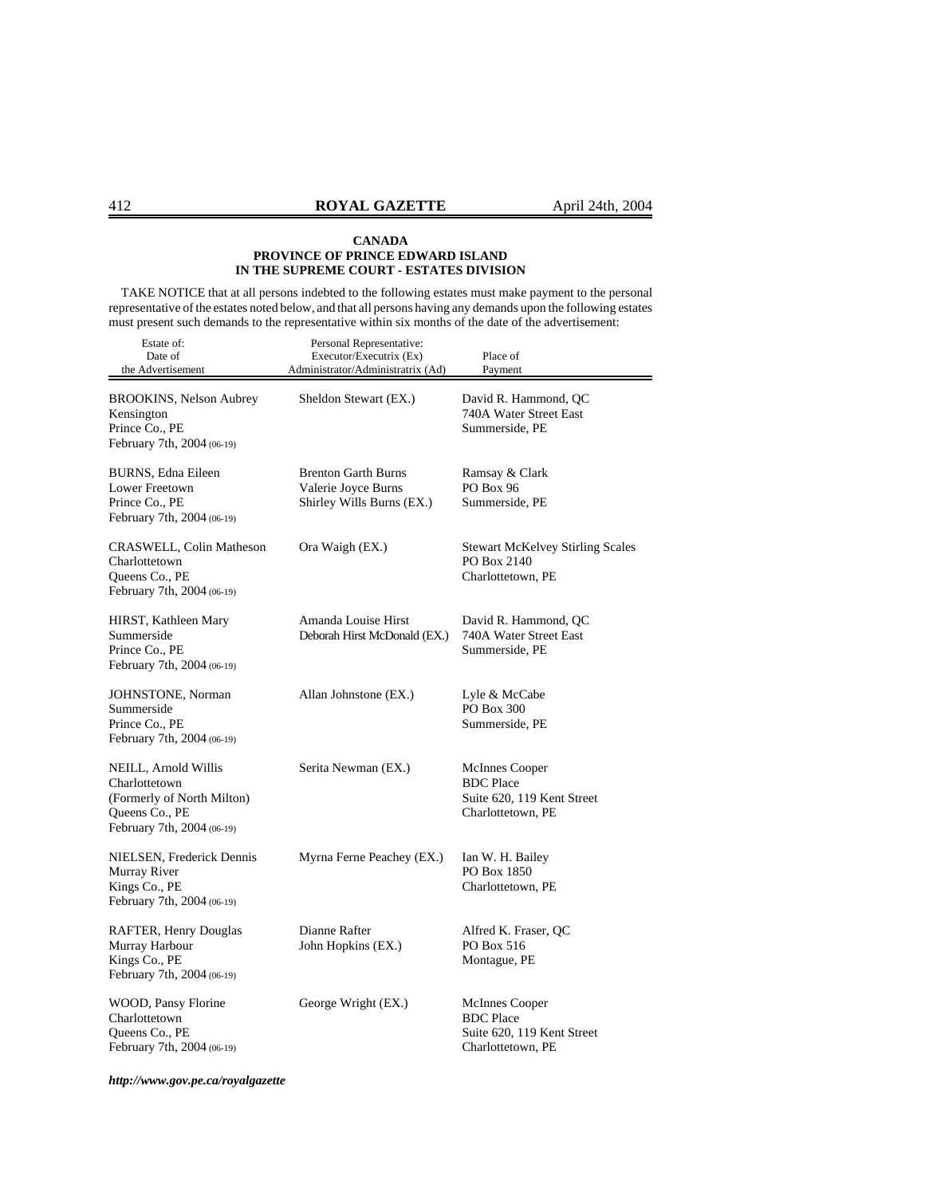**CANADA**
**PROVINCE OF PRINCE EDWARD ISLAND**
**IN THE SUPREME COURT - ESTATES DIVISION**

TAKE NOTICE that at all persons indebted to the following estates must make payment to the personal representative of the estates noted below, and that all persons having any demands upon the following estates must present such demands to the representative within six months of the date of the advertisement:

| Estate of: Date of the Advertisement | Personal Representative: Executor/Executrix (Ex) Administrator/Administratrix (Ad) | Place of Payment |
|---|---|---|
| BROOKINS, Nelson Aubrey<br>Kensington<br>Prince Co., PE<br>February 7th, 2004 (06-19) | Sheldon Stewart (EX.) | David R. Hammond, QC<br>740A Water Street East<br>Summerside, PE |
| BURNS, Edna Eileen<br>Lower Freetown<br>Prince Co., PE<br>February 7th, 2004 (06-19) | Brenton Garth Burns<br>Valerie Joyce Burns<br>Shirley Wills Burns (EX.) | Ramsay & Clark<br>PO Box 96<br>Summerside, PE |
| CRASWELL, Colin Matheson<br>Charlottetown<br>Queens Co., PE<br>February 7th, 2004 (06-19) | Ora Waigh (EX.) | Stewart McKelvey Stirling Scales<br>PO Box 2140<br>Charlottetown, PE |
| HIRST, Kathleen Mary<br>Summerside<br>Prince Co., PE<br>February 7th, 2004 (06-19) | Amanda Louise Hirst<br>Deborah Hirst McDonald (EX.) | David R. Hammond, QC<br>740A Water Street East<br>Summerside, PE |
| JOHNSTONE, Norman<br>Summerside<br>Prince Co., PE<br>February 7th, 2004 (06-19) | Allan Johnstone (EX.) | Lyle & McCabe<br>PO Box 300<br>Summerside, PE |
| NEILL, Arnold Willis<br>Charlottetown<br>(Formerly of North Milton)<br>Queens Co., PE<br>February 7th, 2004 (06-19) | Serita Newman (EX.) | McInnes Cooper<br>BDC Place<br>Suite 620, 119 Kent Street<br>Charlottetown, PE |
| NIELSEN, Frederick Dennis<br>Murray River<br>Kings Co., PE<br>February 7th, 2004 (06-19) | Myrna Ferne Peachey (EX.) | Ian W. H. Bailey<br>PO Box 1850<br>Charlottetown, PE |
| RAFTER, Henry Douglas<br>Murray Harbour<br>Kings Co., PE<br>February 7th, 2004 (06-19) | Dianne Rafter<br>John Hopkins (EX.) | Alfred K. Fraser, QC<br>PO Box 516<br>Montague, PE |
| WOOD, Pansy Florine<br>Charlottetown<br>Queens Co., PE<br>February 7th, 2004 (06-19) | George Wright (EX.) | McInnes Cooper<br>BDC Place<br>Suite 620, 119 Kent Street<br>Charlottetown, PE |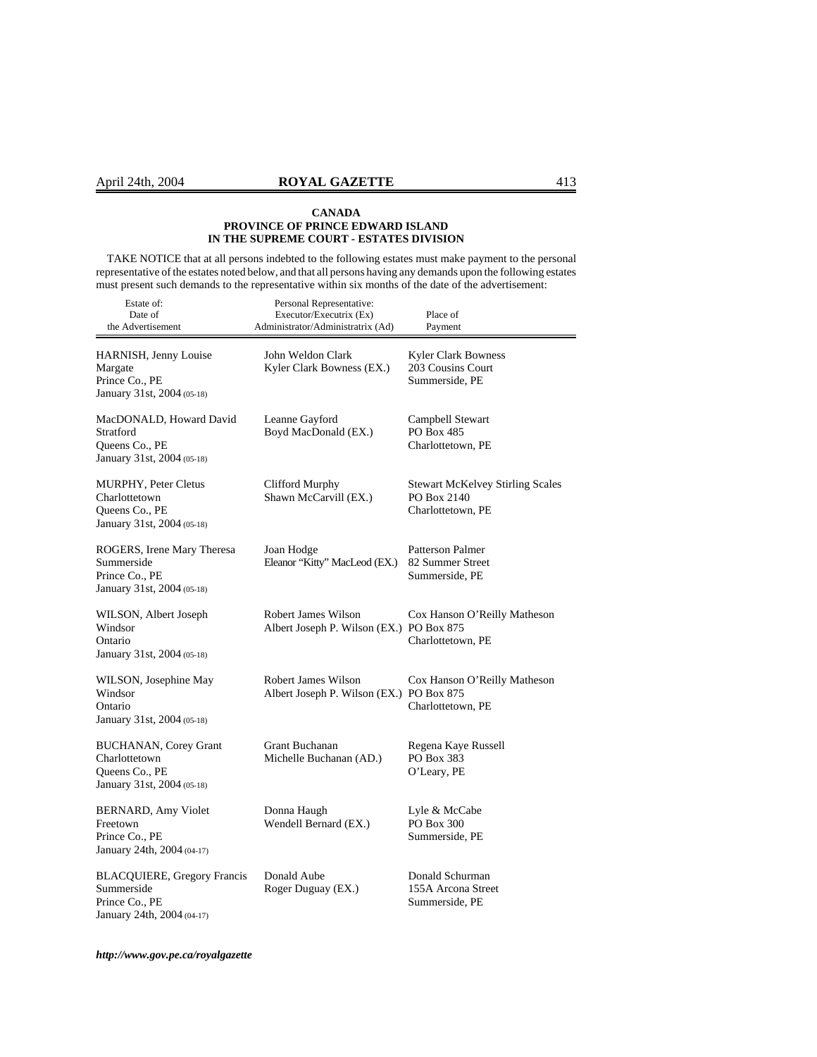**CANADA**
**PROVINCE OF PRINCE EDWARD ISLAND**
**IN THE SUPREME COURT - ESTATES DIVISION**

TAKE NOTICE that at all persons indebted to the following estates must make payment to the personal representative of the estates noted below, and that all persons having any demands upon the following estates must present such demands to the representative within six months of the date of the advertisement:

| Estate of: Date of the Advertisement | Personal Representative: Executor/Executrix (Ex) Administrator/Administratrix (Ad) | Place of Payment |
|---|---|---|
| HARNISH, Jenny Louise<br>Margate<br>Prince Co., PE<br>January 31st, 2004 (05-18) | John Weldon Clark<br>Kyler Clark Bowness (EX.) | Kyler Clark Bowness<br>203 Cousins Court<br>Summerside, PE |
| MacDONALD, Howard David<br>Stratford<br>Queens Co., PE<br>January 31st, 2004 (05-18) | Leanne Gayford<br>Boyd MacDonald (EX.) | Campbell Stewart<br>PO Box 485<br>Charlottetown, PE |
| MURPHY, Peter Cletus<br>Charlottetown<br>Queens Co., PE<br>January 31st, 2004 (05-18) | Clifford Murphy<br>Shawn McCarvill (EX.) | Stewart McKelvey Stirling Scales<br>PO Box 2140<br>Charlottetown, PE |
| ROGERS, Irene Mary Theresa<br>Summerside<br>Prince Co., PE<br>January 31st, 2004 (05-18) | Joan Hodge<br>Eleanor "Kitty" MacLeod (EX.) | Patterson Palmer<br>82 Summer Street<br>Summerside, PE |
| WILSON, Albert Joseph<br>Windsor<br>Ontario<br>January 31st, 2004 (05-18) | Robert James Wilson<br>Albert Joseph P. Wilson (EX.) | Cox Hanson O'Reilly Matheson<br>PO Box 875<br>Charlottetown, PE |
| WILSON, Josephine May<br>Windsor<br>Ontario<br>January 31st, 2004 (05-18) | Robert James Wilson<br>Albert Joseph P. Wilson (EX.) | Cox Hanson O'Reilly Matheson<br>PO Box 875<br>Charlottetown, PE |
| BUCHANAN, Corey Grant<br>Charlottetown<br>Queens Co., PE<br>January 31st, 2004 (05-18) | Grant Buchanan<br>Michelle Buchanan (AD.) | Regena Kaye Russell<br>PO Box 383<br>O'Leary, PE |
| BERNARD, Amy Violet<br>Freetown<br>Prince Co., PE<br>January 24th, 2004 (04-17) | Donna Haugh<br>Wendell Bernard (EX.) | Lyle & McCabe<br>PO Box 300<br>Summerside, PE |
| BLACQUIERE, Gregory Francis<br>Summerside<br>Prince Co., PE<br>January 24th, 2004 (04-17) | Donald Aube<br>Roger Duguay (EX.) | Donald Schurman<br>155A Arcona Street<br>Summerside, PE |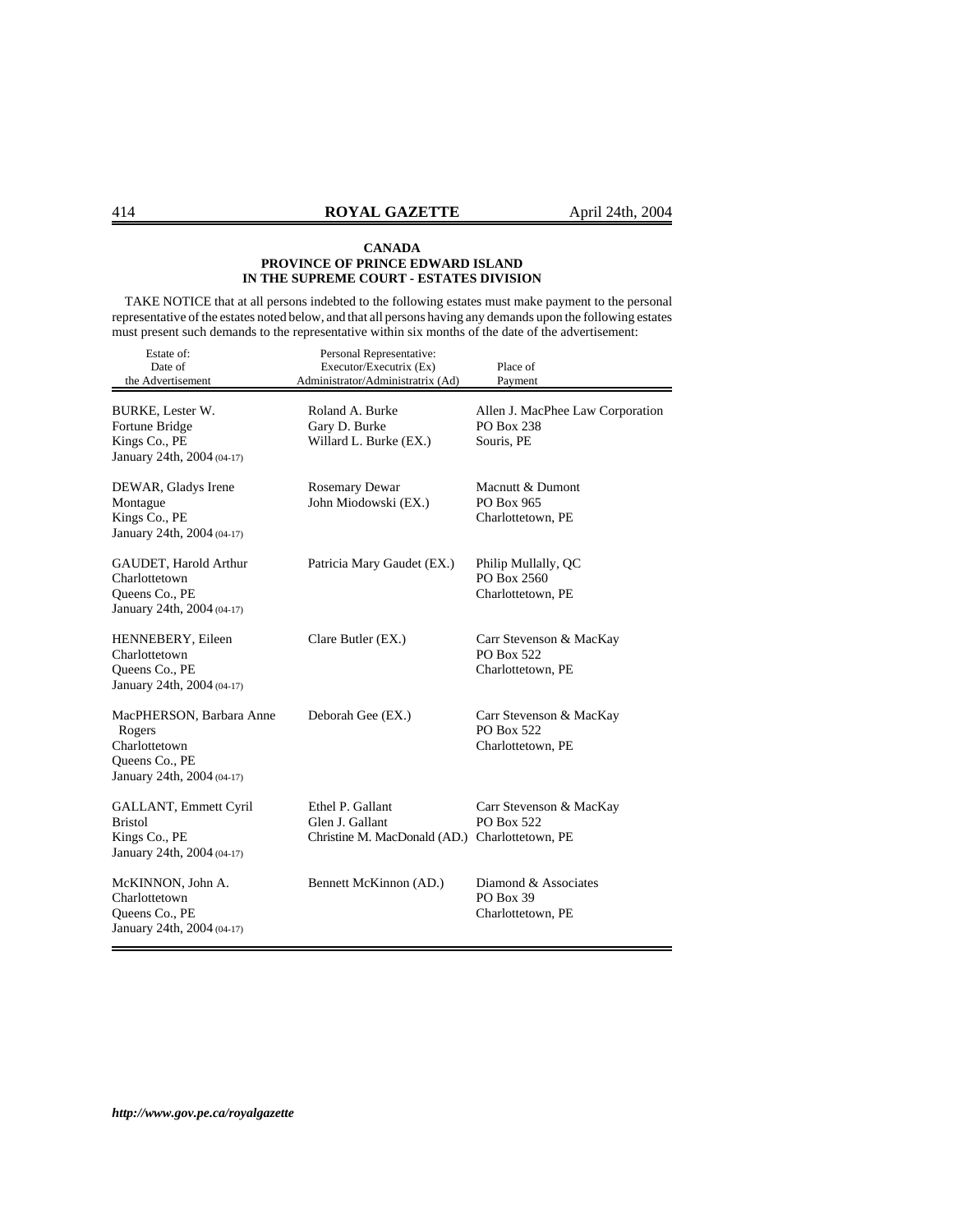**CANADA**
**PROVINCE OF PRINCE EDWARD ISLAND**
**IN THE SUPREME COURT - ESTATES DIVISION**

TAKE NOTICE that at all persons indebted to the following estates must make payment to the personal representative of the estates noted below, and that all persons having any demands upon the following estates must present such demands to the representative within six months of the date of the advertisement:

| Estate of: Date of the Advertisement | Personal Representative: Executor/Executrix (Ex) Administrator/Administratrix (Ad) | Place of Payment |
|---|---|---|
| BURKE, Lester W.<br>Fortune Bridge<br>Kings Co., PE<br>January 24th, 2004 (04-17) | Roland A. Burke<br>Gary D. Burke<br>Willard L. Burke (EX.) | Allen J. MacPhee Law Corporation<br>PO Box 238<br>Souris, PE |
| DEWAR, Gladys Irene<br>Montague<br>Kings Co., PE<br>January 24th, 2004 (04-17) | Rosemary Dewar<br>John Miodowski (EX.) | Macnutt & Dumont<br>PO Box 965<br>Charlottetown, PE |
| GAUDET, Harold Arthur<br>Charlottetown<br>Queens Co., PE<br>January 24th, 2004 (04-17) | Patricia Mary Gaudet (EX.) | Philip Mullally, QC<br>PO Box 2560<br>Charlottetown, PE |
| HENNEBERY, Eileen<br>Charlottetown<br>Queens Co., PE<br>January 24th, 2004 (04-17) | Clare Butler (EX.) | Carr Stevenson & MacKay<br>PO Box 522<br>Charlottetown, PE |
| MacPHERSON, Barbara Anne Rogers<br>Charlottetown<br>Queens Co., PE<br>January 24th, 2004 (04-17) | Deborah Gee (EX.) | Carr Stevenson & MacKay<br>PO Box 522<br>Charlottetown, PE |
| GALLANT, Emmett Cyril<br>Bristol<br>Kings Co., PE<br>January 24th, 2004 (04-17) | Ethel P. Gallant<br>Glen J. Gallant<br>Christine M. MacDonald (AD.) | Carr Stevenson & MacKay<br>PO Box 522<br>Charlottetown, PE |
| McKINNON, John A.<br>Charlottetown<br>Queens Co., PE<br>January 24th, 2004 (04-17) | Bennett McKinnon (AD.) | Diamond & Associates<br>PO Box 39<br>Charlottetown, PE |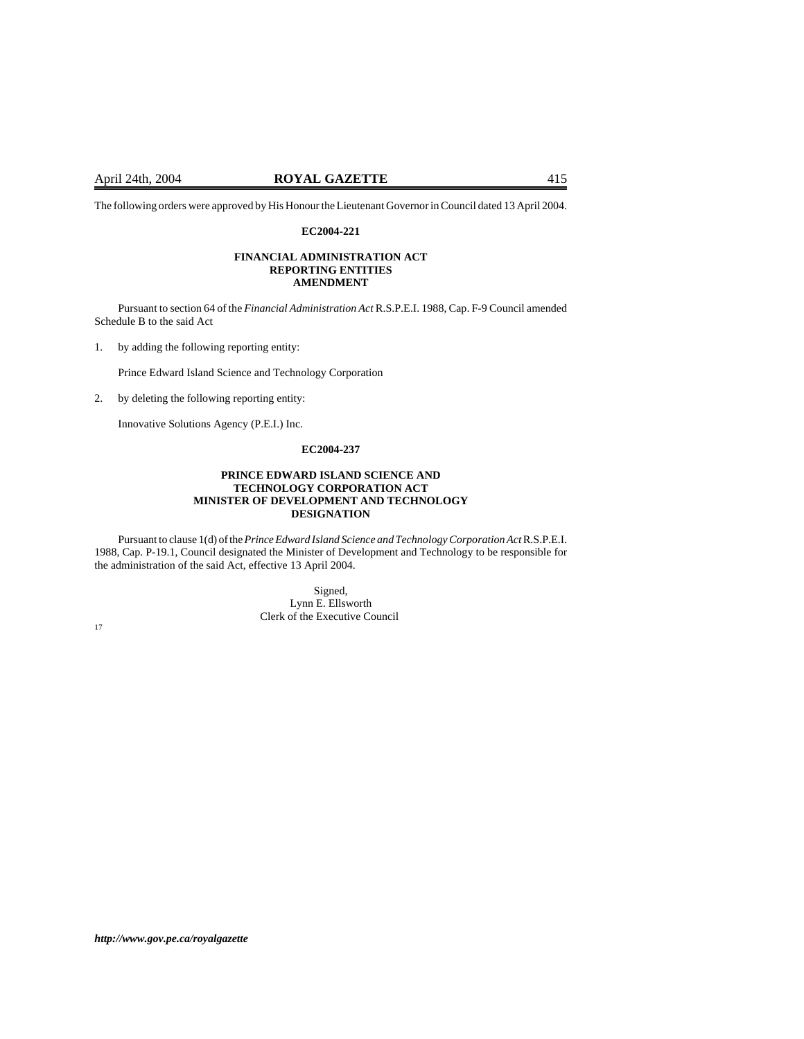The following orders were approved by His Honour the Lieutenant Governor in Council dated 13 April 2004.

**EC2004-221**

**FINANCIAL ADMINISTRATION ACT**
**REPORTING ENTITIES**
**AMENDMENT**

Pursuant to section 64 of the *Financial Administration Act* R.S.P.E.I. 1988, Cap. F-9 Council amended Schedule B to the said Act

1. by adding the following reporting entity:

   Prince Edward Island Science and Technology Corporation

2. by deleting the following reporting entity:

   Innovative Solutions Agency (P.E.I.) Inc.

**EC2004-237**

**PRINCE EDWARD ISLAND SCIENCE AND TECHNOLOGY CORPORATION ACT**
**MINISTER OF DEVELOPMENT AND TECHNOLOGY**
**DESIGNATION**

Pursuant to clause 1(d) of the *Prince Edward Island Science and Technology Corporation Act* R.S.P.E.I. 1988, Cap. P-19.1, Council designated the Minister of Development and Technology to be responsible for the administration of the said Act, effective 13 April 2004.

Signed,
Lynn E. Ellsworth
Clerk of the Executive Council

17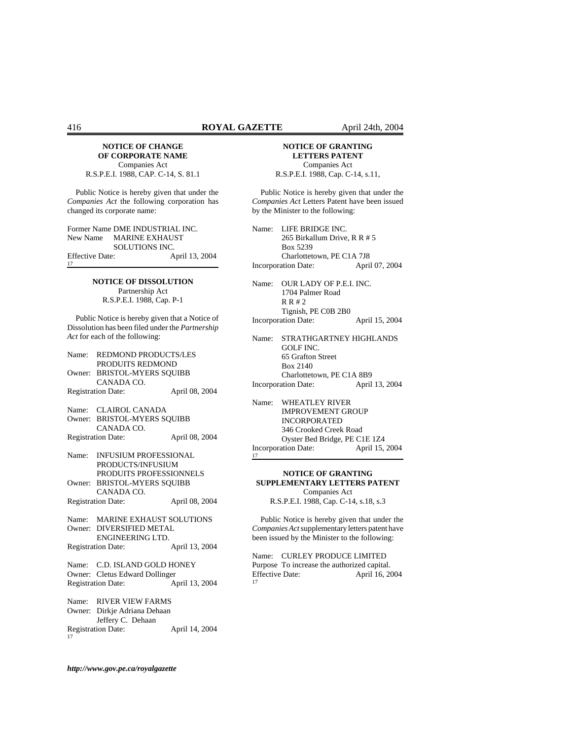**NOTICE OF CHANGE OF CORPORATE NAME**
Companies Act
R.S.P.E.I. 1988, CAP. C-14, S. 81.1

Public Notice is hereby given that under the *Companies Act* the following corporation has changed its corporate name:

Former Name DME INDUSTRIAL INC.
New Name MARINE EXHAUST SOLUTIONS INC.
Effective Date: April 13, 2004

17

---

**NOTICE OF DISSOLUTION**
Partnership Act
R.S.P.E.I. 1988, Cap. P-1

Public Notice is hereby given that a Notice of Dissolution has been filed under the *Partnership Act* for each of the following:

Name: REDMOND PRODUCTS/LES PRODUITS REDMOND
Owner: BRISTOL-MYERS SQUIBB CANADA CO.
Registration Date: April 08, 2004

Name: CLAIROL CANADA
Owner: BRISTOL-MYERS SQUIBB CANADA CO.
Registration Date: April 08, 2004

Name: INFUSIUM PROFESSIONAL PRODUCTS/INFUSIUM PRODUITS PROFESSIONNELS
Owner: BRISTOL-MYERS SQUIBB CANADA CO.
Registration Date: April 08, 2004

Name: MARINE EXHAUST SOLUTIONS
Owner: DIVERSIFIED METAL ENGINEERING LTD.
Registration Date: April 13, 2004

Name: C.D. ISLAND GOLD HONEY
Owner: Cletus Edward Dollinger
Registration Date: April 13, 2004

Name: RIVER VIEW FARMS
Owner: Dirkje Adriana Dehaan
Jeffery C. Dehaan
Registration Date: April 14, 2004

17

---

**NOTICE OF GRANTING LETTERS PATENT**
Companies Act
R.S.P.E.I. 1988, Cap. C-14, s.11,

Public Notice is hereby given that under the *Companies Act* Letters Patent have been issued by the Minister to the following:

Name: LIFE BRIDGE INC.
265 Birkallum Drive, R R # 5
Box 5239
Charlottetown, PE C1A 7J8
Incorporation Date: April 07, 2004

Name: OUR LADY OF P.E.I. INC.
1704 Palmer Road
R R # 2
Tignish, PE C0B 2B0
Incorporation Date: April 15, 2004

Name: STRATHGARTNEY HIGHLANDS GOLF INC.
65 Grafton Street
Box 2140
Charlottetown, PE C1A 8B9
Incorporation Date: April 13, 2004

Name: WHEATLEY RIVER IMPROVEMENT GROUP INCORPORATED
346 Crooked Creek Road
Oyster Bed Bridge, PE C1E 1Z4
Incorporation Date: April 15, 2004

17

---

**NOTICE OF GRANTING SUPPLEMENTARY LETTERS PATENT**
Companies Act
R.S.P.E.I. 1988, Cap. C-14, s.18, s.3

Public Notice is hereby given that under the *Companies Act* supplementary letters patent have been issued by the Minister to the following:

Name: CURLEY PRODUCE LIMITED
Purpose To increase the authorized capital.
Effective Date: April 16, 2004

17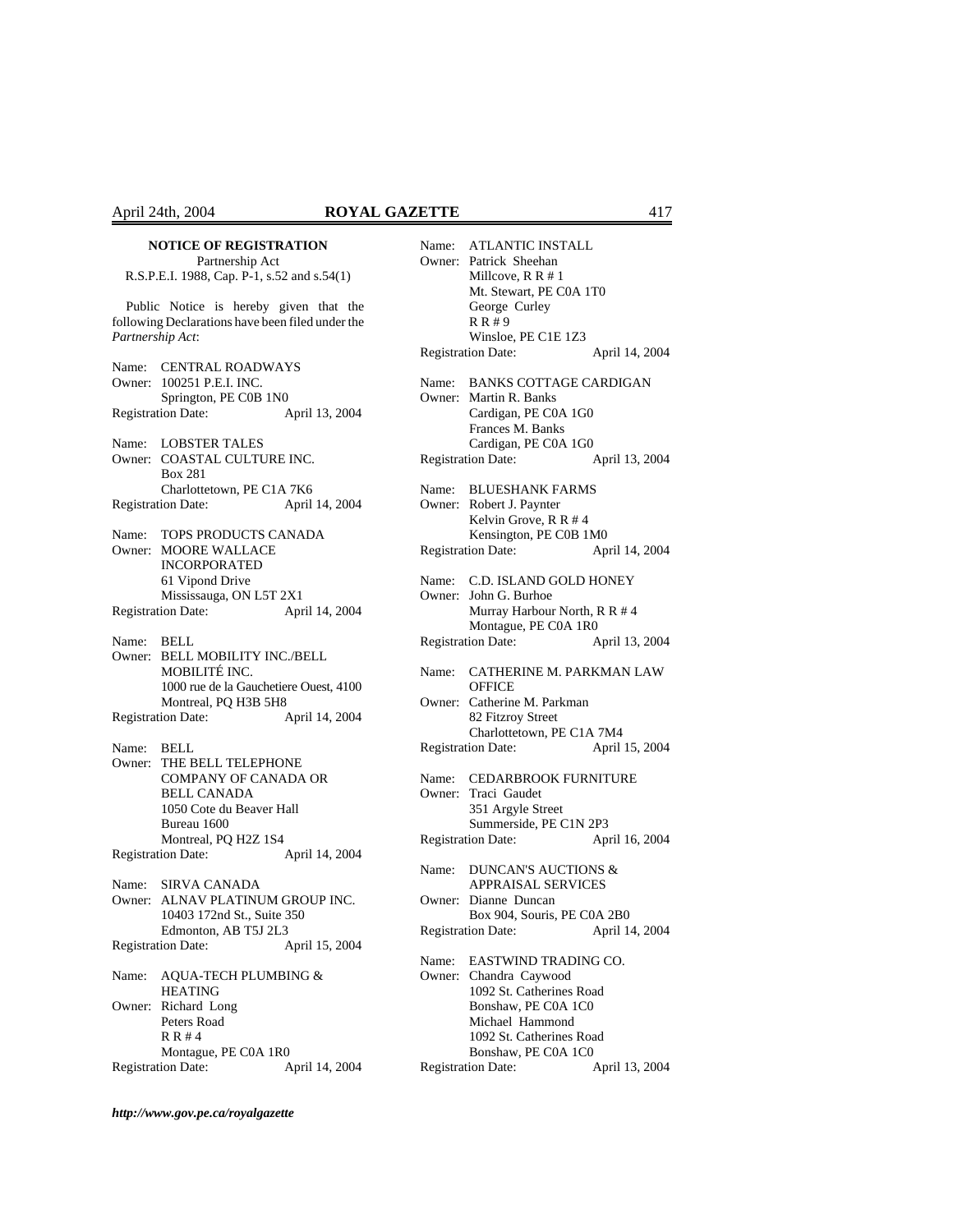**NOTICE OF REGISTRATION**
Partnership Act
R.S.P.E.I. 1988, Cap. P-1, s.52 and s.54(1)

Public Notice is hereby given that the following Declarations have been filed under the *Partnership Act*:

Name: CENTRAL ROADWAYS
Owner: 100251 P.E.I. INC.
Springton, PE C0B 1N0
Registration Date: April 13, 2004

Name: LOBSTER TALES
Owner: COASTAL CULTURE INC.
Box 281
Charlottetown, PE C1A 7K6
Registration Date: April 14, 2004

Name: TOPS PRODUCTS CANADA
Owner: MOORE WALLACE INCORPORATED
61 Vipond Drive
Mississauga, ON L5T 2X1
Registration Date: April 14, 2004

Name: BELL
Owner: BELL MOBILITY INC./BELL MOBILITÉ INC.
1000 rue de la Gauchetiere Ouest, 4100
Montreal, PQ H3B 5H8
Registration Date: April 14, 2004

Name: BELL
Owner: THE BELL TELEPHONE COMPANY OF CANADA OR BELL CANADA
1050 Cote du Beaver Hall
Bureau 1600
Montreal, PQ H2Z 1S4
Registration Date: April 14, 2004

Name: SIRVA CANADA
Owner: ALNAV PLATINUM GROUP INC.
10403 172nd St., Suite 350
Edmonton, AB T5J 2L3
Registration Date: April 15, 2004

Name: AQUA-TECH PLUMBING & HEATING
Owner: Richard Long
Peters Road
R R # 4
Montague, PE C0A 1R0
Registration Date: April 14, 2004

Name: ATLANTIC INSTALL
Owner: Patrick Sheehan
Millcove, R R # 1
Mt. Stewart, PE C0A 1T0
George Curley
R R # 9
Winsloe, PE C1E 1Z3
Registration Date: April 14, 2004

Name: BANKS COTTAGE CARDIGAN
Owner: Martin R. Banks
Cardigan, PE C0A 1G0
Frances M. Banks
Cardigan, PE C0A 1G0
Registration Date: April 13, 2004

Name: BLUESHANK FARMS
Owner: Robert J. Paynter
Kelvin Grove, R R # 4
Kensington, PE C0B 1M0
Registration Date: April 14, 2004

Name: C.D. ISLAND GOLD HONEY
Owner: John G. Burhoe
Murray Harbour North, R R # 4
Montague, PE C0A 1R0
Registration Date: April 13, 2004

Name: CATHERINE M. PARKMAN LAW OFFICE
Owner: Catherine M. Parkman
82 Fitzroy Street
Charlottetown, PE C1A 7M4
Registration Date: April 15, 2004

Name: CEDARBROOK FURNITURE
Owner: Traci Gaudet
351 Argyle Street
Summerside, PE C1N 2P3
Registration Date: April 16, 2004

Name: DUNCAN'S AUCTIONS & APPRAISAL SERVICES
Owner: Dianne Duncan
Box 904, Souris, PE C0A 2B0
Registration Date: April 14, 2004

Name: EASTWIND TRADING CO.
Owner: Chandra Caywood
1092 St. Catherines Road
Bonshaw, PE C0A 1C0
Michael Hammond
1092 St. Catherines Road
Bonshaw, PE C0A 1C0
Registration Date: April 13, 2004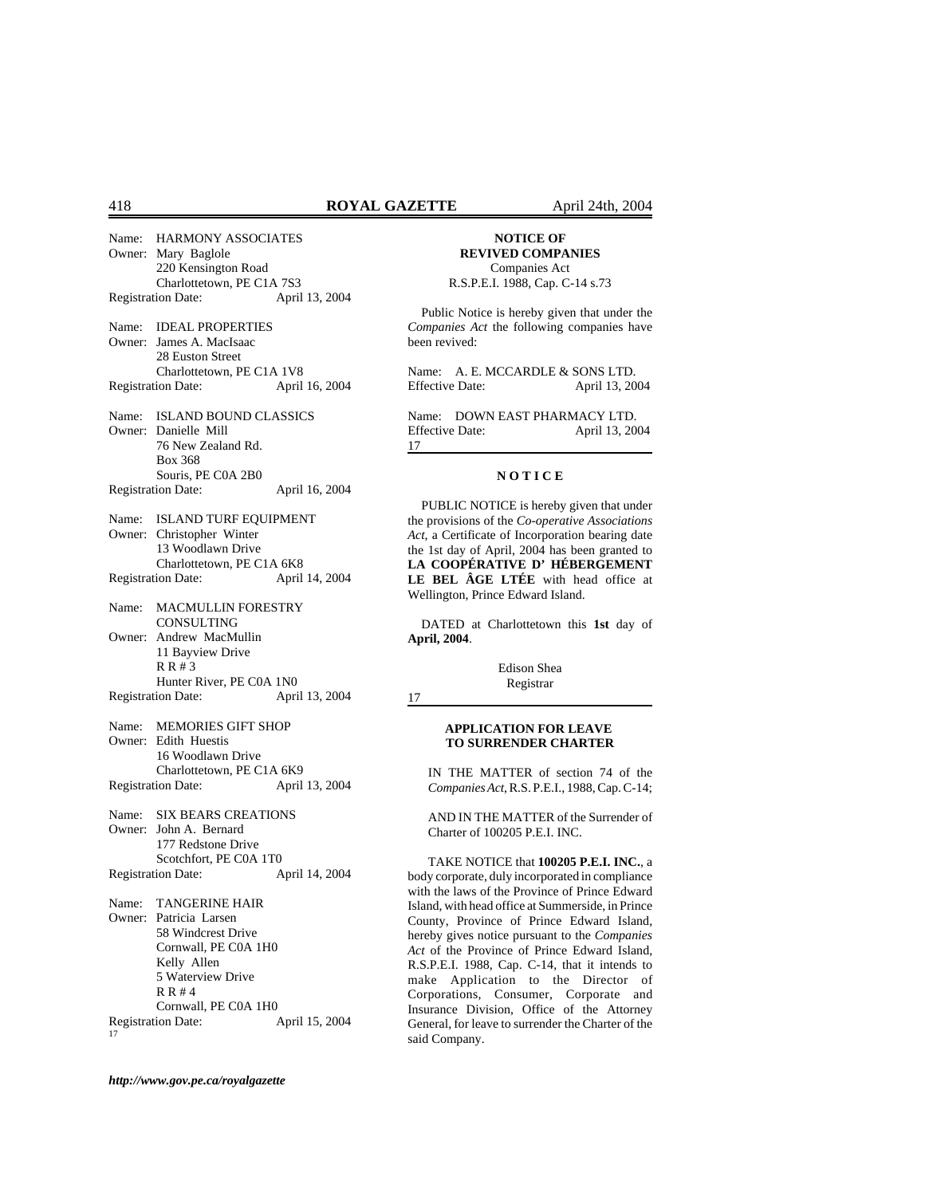Name: HARMONY ASSOCIATES
Owner: Mary Baglole
220 Kensington Road
Charlottetown, PE C1A 7S3
Registration Date: April 13, 2004

Name: IDEAL PROPERTIES
Owner: James A. MacIsaac
28 Euston Street
Charlottetown, PE C1A 1V8
Registration Date: April 16, 2004

Name: ISLAND BOUND CLASSICS
Owner: Danielle Mill
76 New Zealand Rd.
Box 368
Souris, PE C0A 2B0
Registration Date: April 16, 2004

Name: ISLAND TURF EQUIPMENT
Owner: Christopher Winter
13 Woodlawn Drive
Charlottetown, PE C1A 6K8
Registration Date: April 14, 2004

Name: MACMULLIN FORESTRY CONSULTING
Owner: Andrew MacMullin
11 Bayview Drive
R R # 3
Hunter River, PE C0A 1N0
Registration Date: April 13, 2004

Name: MEMORIES GIFT SHOP
Owner: Edith Huestis
16 Woodlawn Drive
Charlottetown, PE C1A 6K9
Registration Date: April 13, 2004

Name: SIX BEARS CREATIONS
Owner: John A. Bernard
177 Redstone Drive
Scotchfort, PE C0A 1T0
Registration Date: April 14, 2004

Name: TANGERINE HAIR
Owner: Patricia Larsen
58 Windcrest Drive
Cornwall, PE C0A 1H0
Kelly Allen
5 Waterview Drive
R R # 4
Cornwall, PE C0A 1H0
Registration Date: April 15, 2004

17

**NOTICE OF REVIVED COMPANIES**
Companies Act
R.S.P.E.I. 1988, Cap. C-14 s.73

Public Notice is hereby given that under the *Companies Act* the following companies have been revived:

Name: A. E. MCCARDLE & SONS LTD.
Effective Date: April 13, 2004

Name: DOWN EAST PHARMACY LTD.
Effective Date: April 13, 2004

17

**N O T I C E**

PUBLIC NOTICE is hereby given that under the provisions of the *Co-operative Associations Act*, a Certificate of Incorporation bearing date the 1st day of April, 2004 has been granted to **LA COOPÉRATIVE D' HÉBERGEMENT LE BEL ÂGE LTÉE** with head office at Wellington, Prince Edward Island.

DATED at Charlottetown this **1st** day of **April, 2004**.

Edison Shea
Registrar

17

**APPLICATION FOR LEAVE TO SURRENDER CHARTER**

IN THE MATTER of section 74 of the *Companies Act*, R.S. P.E.I., 1988, Cap. C-14;

AND IN THE MATTER of the Surrender of Charter of 100205 P.E.I. INC.

TAKE NOTICE that **100205 P.E.I. INC.**, a body corporate, duly incorporated in compliance with the laws of the Province of Prince Edward Island, with head office at Summerside, in Prince County, Province of Prince Edward Island, hereby gives notice pursuant to the *Companies Act* of the Province of Prince Edward Island, R.S.P.E.I. 1988, Cap. C-14, that it intends to make Application to the Director of Corporations, Consumer, Corporate and Insurance Division, Office of the Attorney General, for leave to surrender the Charter of the said Company.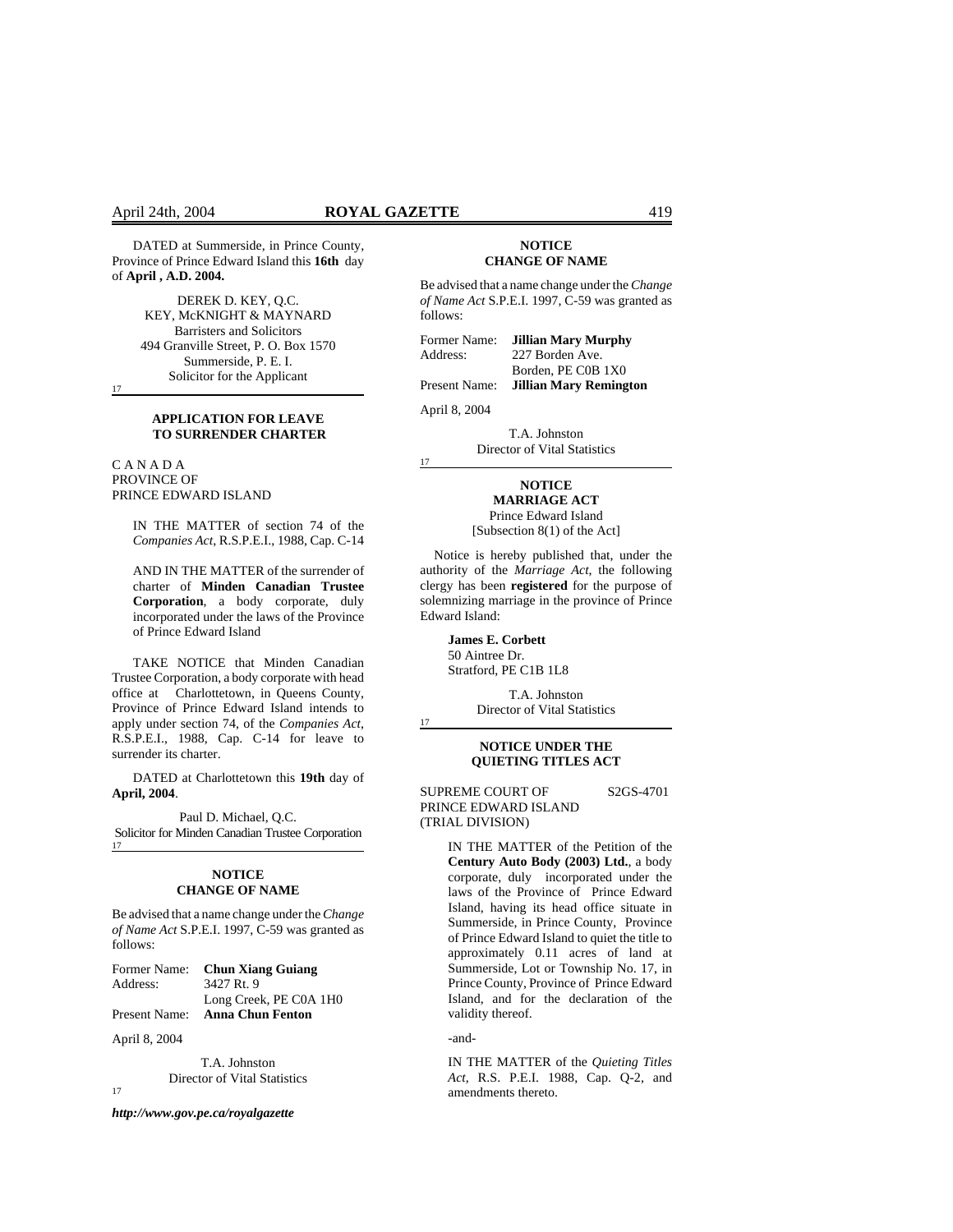DATED at Summerside, in Prince County, Province of Prince Edward Island this **16th** day of **April , A.D. 2004.**

DEREK D. KEY, Q.C.
KEY, McKNIGHT & MAYNARD
Barristers and Solicitors
494 Granville Street, P. O. Box 1570
Summerside, P. E. I.
Solicitor for the Applicant

17

### APPLICATION FOR LEAVE TO SURRENDER CHARTER

C A N A D A
PROVINCE OF
PRINCE EDWARD ISLAND

IN THE MATTER of section 74 of the *Companies Act*, R.S.P.E.I., 1988, Cap. C-14

AND IN THE MATTER of the surrender of charter of **Minden Canadian Trustee Corporation**, a body corporate, duly incorporated under the laws of the Province of Prince Edward Island

TAKE NOTICE that Minden Canadian Trustee Corporation, a body corporate with head office at Charlottetown, in Queens County, Province of Prince Edward Island intends to apply under section 74, of the *Companies Act*, R.S.P.E.I., 1988, Cap. C-14 for leave to surrender its charter.

DATED at Charlottetown this **19th** day of **April, 2004**.

Paul D. Michael, Q.C.
Solicitor for Minden Canadian Trustee Corporation

17

### NOTICE
### CHANGE OF NAME

Be advised that a name change under the *Change of Name Act* S.P.E.I. 1997, C-59 was granted as follows:

Former Name: **Chun Xiang Guiang**
Address: 3427 Rt. 9
Long Creek, PE C0A 1H0
Present Name: **Anna Chun Fenton**

April 8, 2004

T.A. Johnston
Director of Vital Statistics

17

### NOTICE
### CHANGE OF NAME

Be advised that a name change under the *Change of Name Act* S.P.E.I. 1997, C-59 was granted as follows:

Former Name: **Jillian Mary Murphy**
Address: 227 Borden Ave.
Borden, PE C0B 1X0
Present Name: **Jillian Mary Remington**

April 8, 2004

T.A. Johnston
Director of Vital Statistics

17

### NOTICE
### MARRIAGE ACT
Prince Edward Island
[Subsection 8(1) of the Act]

Notice is hereby published that, under the authority of the *Marriage Act*, the following clergy has been **registered** for the purpose of solemnizing marriage in the province of Prince Edward Island:

**James E. Corbett**
50 Aintree Dr.
Stratford, PE C1B 1L8

T.A. Johnston
Director of Vital Statistics

17

### NOTICE UNDER THE QUIETING TITLES ACT

SUPREME COURT OF PRINCE EDWARD ISLAND (TRIAL DIVISION) S2GS-4701

IN THE MATTER of the Petition of the **Century Auto Body (2003) Ltd.**, a body corporate, duly incorporated under the laws of the Province of Prince Edward Island, having its head office situate in Summerside, in Prince County, Province of Prince Edward Island to quiet the title to approximately 0.11 acres of land at Summerside, Lot or Township No. 17, in Prince County, Province of Prince Edward Island, and for the declaration of the validity thereof.

-and-

IN THE MATTER of the *Quieting Titles Act*, R.S. P.E.I. 1988, Cap. Q-2, and amendments thereto.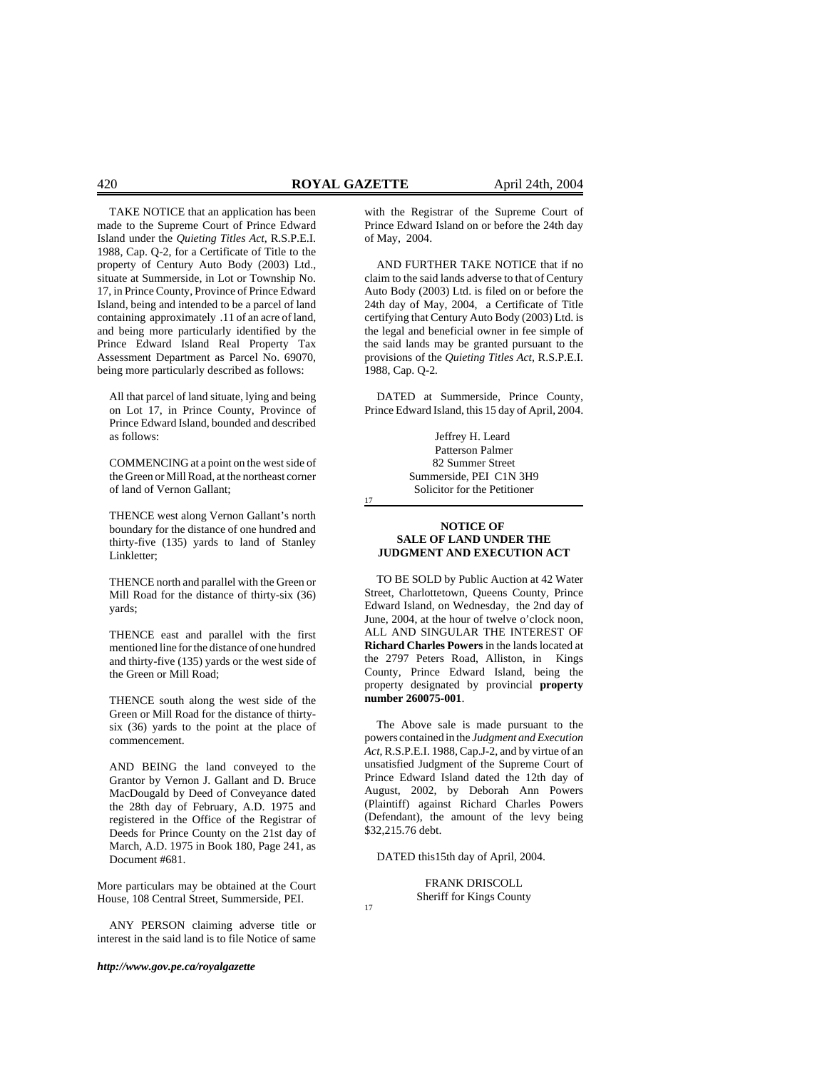TAKE NOTICE that an application has been made to the Supreme Court of Prince Edward Island under the *Quieting Titles Act*, R.S.P.E.I. 1988, Cap. Q-2, for a Certificate of Title to the property of Century Auto Body (2003) Ltd., situate at Summerside, in Lot or Township No. 17, in Prince County, Province of Prince Edward Island, being and intended to be a parcel of land containing approximately .11 of an acre of land, and being more particularly identified by the Prince Edward Island Real Property Tax Assessment Department as Parcel No. 69070, being more particularly described as follows:

> All that parcel of land situate, lying and being on Lot 17, in Prince County, Province of Prince Edward Island, bounded and described as follows:
>
> COMMENCING at a point on the west side of the Green or Mill Road, at the northeast corner of land of Vernon Gallant;
>
> THENCE west along Vernon Gallant's north boundary for the distance of one hundred and thirty-five (135) yards to land of Stanley Linkletter;
>
> THENCE north and parallel with the Green or Mill Road for the distance of thirty-six (36) yards;
>
> THENCE east and parallel with the first mentioned line for the distance of one hundred and thirty-five (135) yards or the west side of the Green or Mill Road;
>
> THENCE south along the west side of the Green or Mill Road for the distance of thirty-six (36) yards to the point at the place of commencement.
>
> AND BEING the land conveyed to the Grantor by Vernon J. Gallant and D. Bruce MacDougald by Deed of Conveyance dated the 28th day of February, A.D. 1975 and registered in the Office of the Registrar of Deeds for Prince County on the 21st day of March, A.D. 1975 in Book 180, Page 241, as Document #681.

More particulars may be obtained at the Court House, 108 Central Street, Summerside, PEI.

ANY PERSON claiming adverse title or interest in the said land is to file Notice of same with the Registrar of the Supreme Court of Prince Edward Island on or before the 24th day of May, 2004.

AND FURTHER TAKE NOTICE that if no claim to the said lands adverse to that of Century Auto Body (2003) Ltd. is filed on or before the 24th day of May, 2004, a Certificate of Title certifying that Century Auto Body (2003) Ltd. is the legal and beneficial owner in fee simple of the said lands may be granted pursuant to the provisions of the *Quieting Titles Act*, R.S.P.E.I. 1988, Cap. Q-2.

DATED at Summerside, Prince County, Prince Edward Island, this 15 day of April, 2004.

Jeffrey H. Leard
Patterson Palmer
82 Summer Street
Summerside, PEI C1N 3H9
Solicitor for the Petitioner

17

---

**NOTICE OF SALE OF LAND UNDER THE JUDGMENT AND EXECUTION ACT**

TO BE SOLD by Public Auction at 42 Water Street, Charlottetown, Queens County, Prince Edward Island, on Wednesday, the 2nd day of June, 2004, at the hour of twelve o'clock noon, ALL AND SINGULAR THE INTEREST OF **Richard Charles Powers** in the lands located at the 2797 Peters Road, Alliston, in Kings County, Prince Edward Island, being the property designated by provincial **property number 260075-001**.

The Above sale is made pursuant to the powers contained in the *Judgment and Execution Act*, R.S.P.E.I. 1988, Cap.J-2, and by virtue of an unsatisfied Judgment of the Supreme Court of Prince Edward Island dated the 12th day of August, 2002, by Deborah Ann Powers (Plaintiff) against Richard Charles Powers (Defendant), the amount of the levy being $32,215.76 debt.

DATED this15th day of April, 2004.

FRANK DRISCOLL
Sheriff for Kings County

17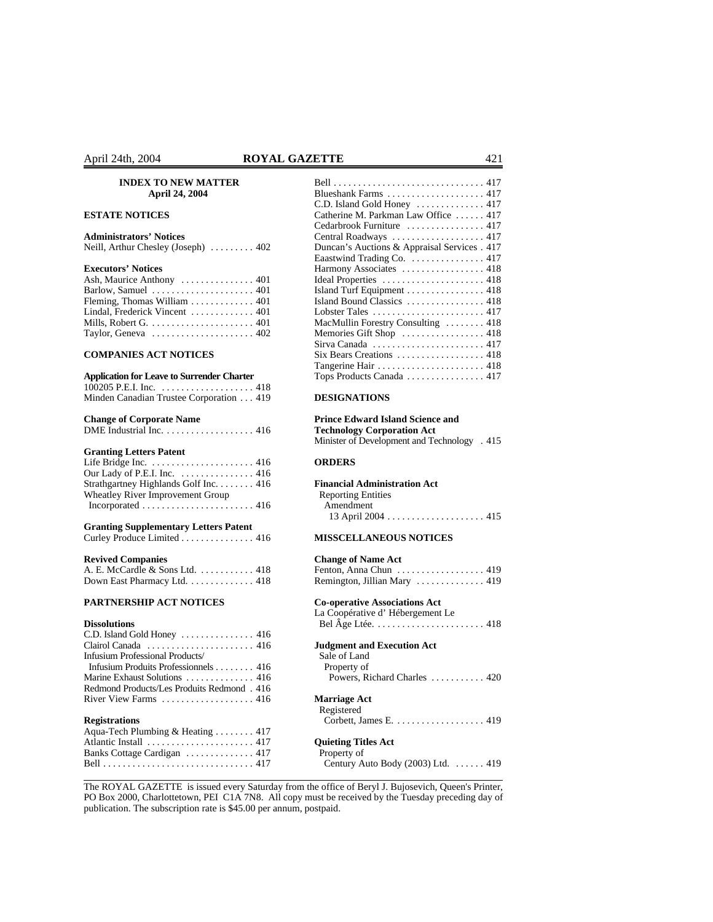## INDEX TO NEW MATTER
**April 24, 2004**

### ESTATE NOTICES

**Administrators' Notices**

Neill, Arthur Chesley (Joseph) . . . . . . . . . 402

**Executors' Notices**

Ash, Maurice Anthony . . . . . . . . . . . . . . . 401
Barlow, Samuel . . . . . . . . . . . . . . . . . . . . . 401
Fleming, Thomas William . . . . . . . . . . . . . 401
Lindal, Frederick Vincent . . . . . . . . . . . . . 401
Mills, Robert G. . . . . . . . . . . . . . . . . . . . . . 401
Taylor, Geneva . . . . . . . . . . . . . . . . . . . . . 402

### COMPANIES ACT NOTICES

**Application for Leave to Surrender Charter**

100205 P.E.I. Inc. . . . . . . . . . . . . . . . . . . . 418
Minden Canadian Trustee Corporation . . . 419

**Change of Corporate Name**

DME Industrial Inc. . . . . . . . . . . . . . . . . . . 416

**Granting Letters Patent**

Life Bridge Inc. . . . . . . . . . . . . . . . . . . . . . 416
Our Lady of P.E.I. Inc. . . . . . . . . . . . . . . . 416
Strathgartney Highlands Golf Inc. . . . . . . . 416
Wheatley River Improvement Group
Incorporated . . . . . . . . . . . . . . . . . . . . . . . 416

**Granting Supplementary Letters Patent**

Curley Produce Limited . . . . . . . . . . . . . . . 416

**Revived Companies**

A. E. McCardle & Sons Ltd. . . . . . . . . . . . 418
Down East Pharmacy Ltd. . . . . . . . . . . . . . 418

### PARTNERSHIP ACT NOTICES

**Dissolutions**

C.D. Island Gold Honey . . . . . . . . . . . . . . . 416
Clairol Canada . . . . . . . . . . . . . . . . . . . . . . 416
Infusium Professional Products/
Infusium Produits Professionnels . . . . . . . . 416
Marine Exhaust Solutions . . . . . . . . . . . . . 416
Redmond Products/Les Produits Redmond . 416
River View Farms . . . . . . . . . . . . . . . . . . . 416

**Registrations**

Aqua-Tech Plumbing & Heating . . . . . . . . 417
Atlantic Install . . . . . . . . . . . . . . . . . . . . . . 417
Banks Cottage Cardigan . . . . . . . . . . . . . . 417
Bell . . . . . . . . . . . . . . . . . . . . . . . . . . . . . . . 417
Bell . . . . . . . . . . . . . . . . . . . . . . . . . . . . . . . 417
Blueshank Farms . . . . . . . . . . . . . . . . . . . . 417
C.D. Island Gold Honey . . . . . . . . . . . . . . 417
Catherine M. Parkman Law Office . . . . . . 417
Cedarbrook Furniture . . . . . . . . . . . . . . . . 417
Central Roadways . . . . . . . . . . . . . . . . . . . 417
Duncan's Auctions & Appraisal Services . 417
Eaastwind Trading Co. . . . . . . . . . . . . . . . 417
Harmony Associates . . . . . . . . . . . . . . . . . 418
Ideal Properties . . . . . . . . . . . . . . . . . . . . . 418
Island Turf Equipment . . . . . . . . . . . . . . . . 418
Island Bound Classics . . . . . . . . . . . . . . . . 418
Lobster Tales . . . . . . . . . . . . . . . . . . . . . . . 417
MacMullin Forestry Consulting . . . . . . . . 418
Memories Gift Shop . . . . . . . . . . . . . . . . . 418
Sirva Canada . . . . . . . . . . . . . . . . . . . . . . . 417
Six Bears Creations . . . . . . . . . . . . . . . . . . 418
Tangerine Hair . . . . . . . . . . . . . . . . . . . . . . 418
Tops Products Canada . . . . . . . . . . . . . . . . 417

### DESIGNATIONS

**Prince Edward Island Science and Technology Corporation Act**

Minister of Development and Technology . 415

### ORDERS

**Financial Administration Act**

Reporting Entities
Amendment
13 April 2004 . . . . . . . . . . . . . . . . . . . . 415

### MISSCELLANEOUS NOTICES

**Change of Name Act**

Fenton, Anna Chun . . . . . . . . . . . . . . . . . . 419
Remington, Jillian Mary . . . . . . . . . . . . . . 419

**Co-operative Associations Act**

La Coopérative d' Hébergement Le
Bel Âge Ltée. . . . . . . . . . . . . . . . . . . . . . . . 418

**Judgment and Execution Act**

Sale of Land
Property of
Powers, Richard Charles . . . . . . . . . . . 420

**Marriage Act**

Registered
Corbett, James E. . . . . . . . . . . . . . . . . . . 419

**Quieting Titles Act**

Property of
Century Auto Body (2003) Ltd. . . . . . . 419

---

The ROYAL GAZETTE is issued every Saturday from the office of Beryl J. Bujosevich, Queen's Printer, PO Box 2000, Charlottetown, PEI C1A 7N8. All copy must be received by the Tuesday preceding day of publication. The subscription rate is $45.00 per annum, postpaid.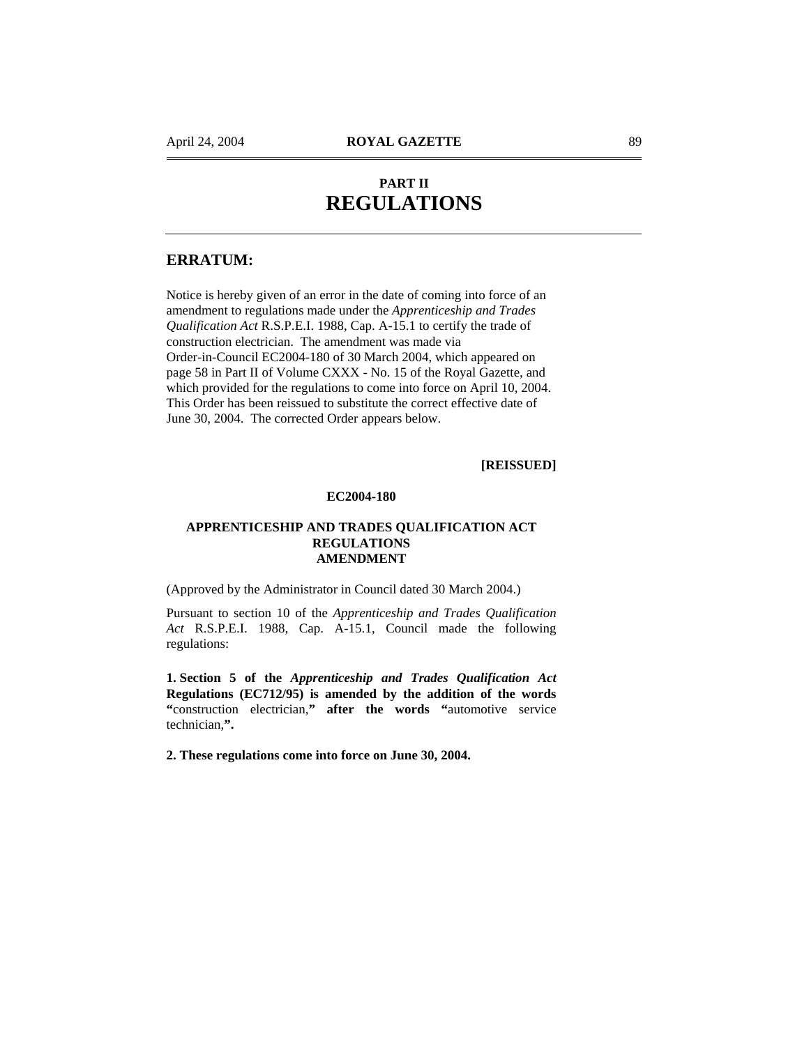# PART II
# REGULATIONS

## ERRATUM:

Notice is hereby given of an error in the date of coming into force of an amendment to regulations made under the *Apprenticeship and Trades Qualification Act* R.S.P.E.I. 1988, Cap. A-15.1 to certify the trade of construction electrician. The amendment was made via Order-in-Council EC2004-180 of 30 March 2004, which appeared on page 58 in Part II of Volume CXXX - No. 15 of the Royal Gazette, and which provided for the regulations to come into force on April 10, 2004. This Order has been reissued to substitute the correct effective date of June 30, 2004. The corrected Order appears below.

**[REISSUED]**

**EC2004-180**

**APPRENTICESHIP AND TRADES QUALIFICATION ACT REGULATIONS AMENDMENT**

(Approved by the Administrator in Council dated 30 March 2004.)

Pursuant to section 10 of the *Apprenticeship and Trades Qualification Act* R.S.P.E.I. 1988, Cap. A-15.1, Council made the following regulations:

**1. Section 5 of the *Apprenticeship and Trades Qualification Act* Regulations (EC712/95) is amended by the addition of the words "**construction electrician,**" after the words "**automotive service technician,**".**

**2. These regulations come into force on June 30, 2004.**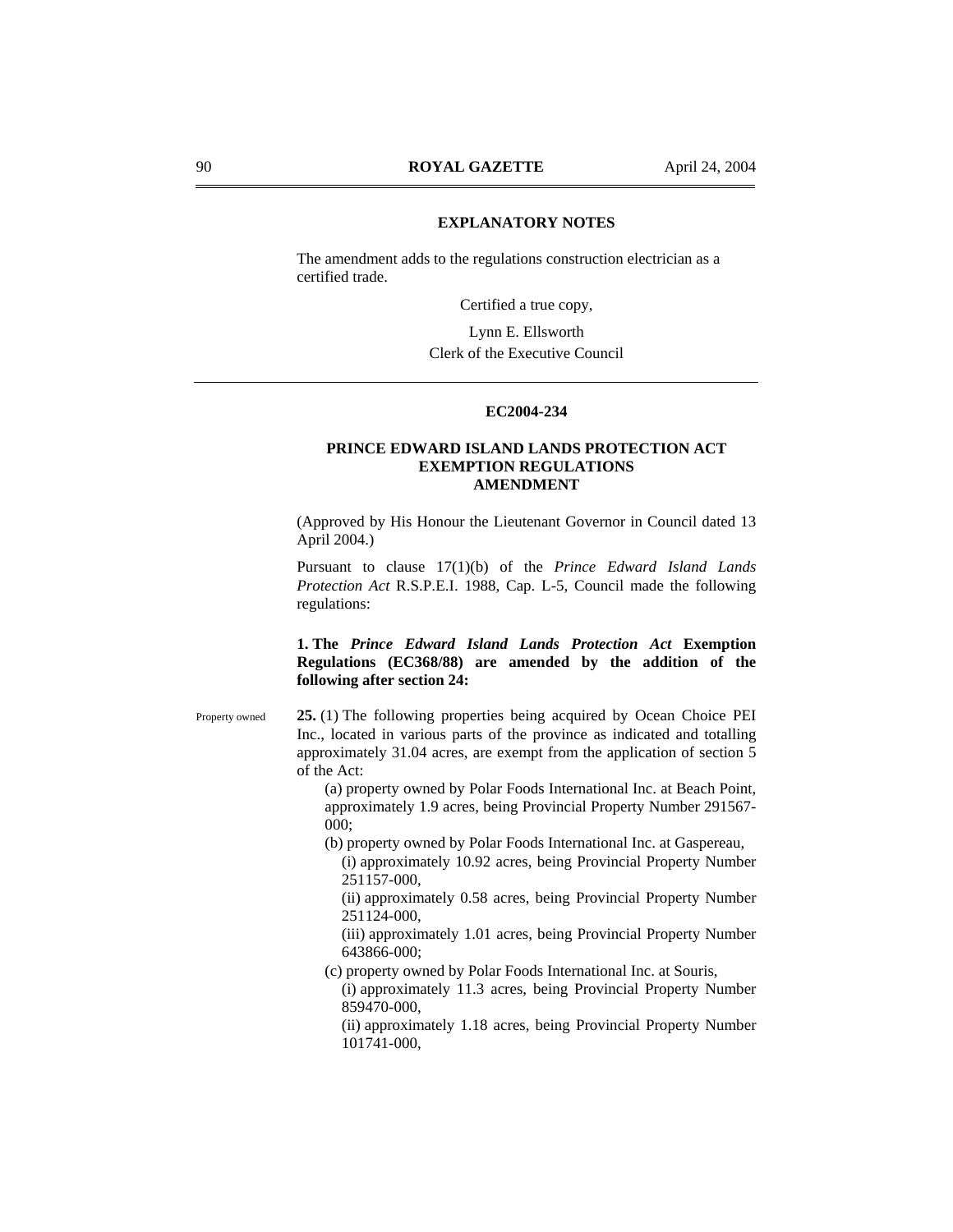## EXPLANATORY NOTES

The amendment adds to the regulations construction electrician as a certified trade.

Certified a true copy,

Lynn E. Ellsworth
Clerk of the Executive Council

---

**EC2004-234**

**PRINCE EDWARD ISLAND LANDS PROTECTION ACT EXEMPTION REGULATIONS AMENDMENT**

(Approved by His Honour the Lieutenant Governor in Council dated 13 April 2004.)

Pursuant to clause 17(1)(b) of the *Prince Edward Island Lands Protection Act* R.S.P.E.I. 1988, Cap. L-5, Council made the following regulations:

**1. The *Prince Edward Island Lands Protection Act* Exemption Regulations (EC368/88) are amended by the addition of the following after section 24:**

Property owned

**25.** (1) The following properties being acquired by Ocean Choice PEI Inc., located in various parts of the province as indicated and totalling approximately 31.04 acres, are exempt from the application of section 5 of the Act:

(a) property owned by Polar Foods International Inc. at Beach Point, approximately 1.9 acres, being Provincial Property Number 291567-000;

(b) property owned by Polar Foods International Inc. at Gaspereau,

(i) approximately 10.92 acres, being Provincial Property Number 251157-000,

(ii) approximately 0.58 acres, being Provincial Property Number 251124-000,

(iii) approximately 1.01 acres, being Provincial Property Number 643866-000;

(c) property owned by Polar Foods International Inc. at Souris,

(i) approximately 11.3 acres, being Provincial Property Number 859470-000,

(ii) approximately 1.18 acres, being Provincial Property Number 101741-000,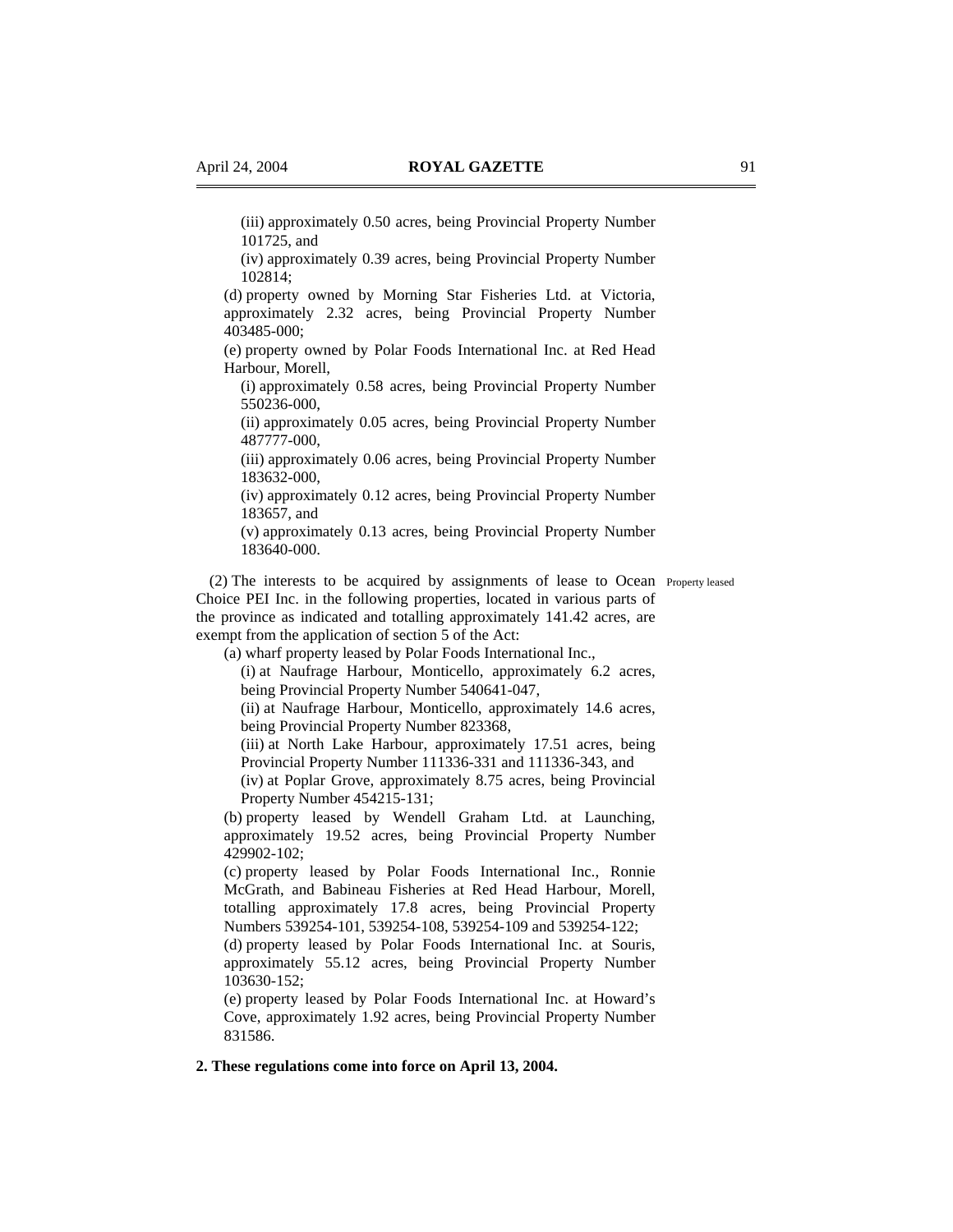(iii) approximately 0.50 acres, being Provincial Property Number 101725, and

(iv) approximately 0.39 acres, being Provincial Property Number 102814;

(d) property owned by Morning Star Fisheries Ltd. at Victoria, approximately 2.32 acres, being Provincial Property Number 403485-000;

(e) property owned by Polar Foods International Inc. at Red Head Harbour, Morell,

(i) approximately 0.58 acres, being Provincial Property Number 550236-000,

(ii) approximately 0.05 acres, being Provincial Property Number 487777-000,

(iii) approximately 0.06 acres, being Provincial Property Number 183632-000,

(iv) approximately 0.12 acres, being Provincial Property Number 183657, and

(v) approximately 0.13 acres, being Provincial Property Number 183640-000.

Property leased

(2) The interests to be acquired by assignments of lease to Ocean Choice PEI Inc. in the following properties, located in various parts of the province as indicated and totalling approximately 141.42 acres, are exempt from the application of section 5 of the Act:

(a) wharf property leased by Polar Foods International Inc.,

(i) at Naufrage Harbour, Monticello, approximately 6.2 acres, being Provincial Property Number 540641-047,

(ii) at Naufrage Harbour, Monticello, approximately 14.6 acres, being Provincial Property Number 823368,

(iii) at North Lake Harbour, approximately 17.51 acres, being Provincial Property Number 111336-331 and 111336-343, and

(iv) at Poplar Grove, approximately 8.75 acres, being Provincial Property Number 454215-131;

(b) property leased by Wendell Graham Ltd. at Launching, approximately 19.52 acres, being Provincial Property Number 429902-102;

(c) property leased by Polar Foods International Inc., Ronnie McGrath, and Babineau Fisheries at Red Head Harbour, Morell, totalling approximately 17.8 acres, being Provincial Property Numbers 539254-101, 539254-108, 539254-109 and 539254-122;

(d) property leased by Polar Foods International Inc. at Souris, approximately 55.12 acres, being Provincial Property Number 103630-152;

(e) property leased by Polar Foods International Inc. at Howard's Cove, approximately 1.92 acres, being Provincial Property Number 831586.

**2. These regulations come into force on April 13, 2004.**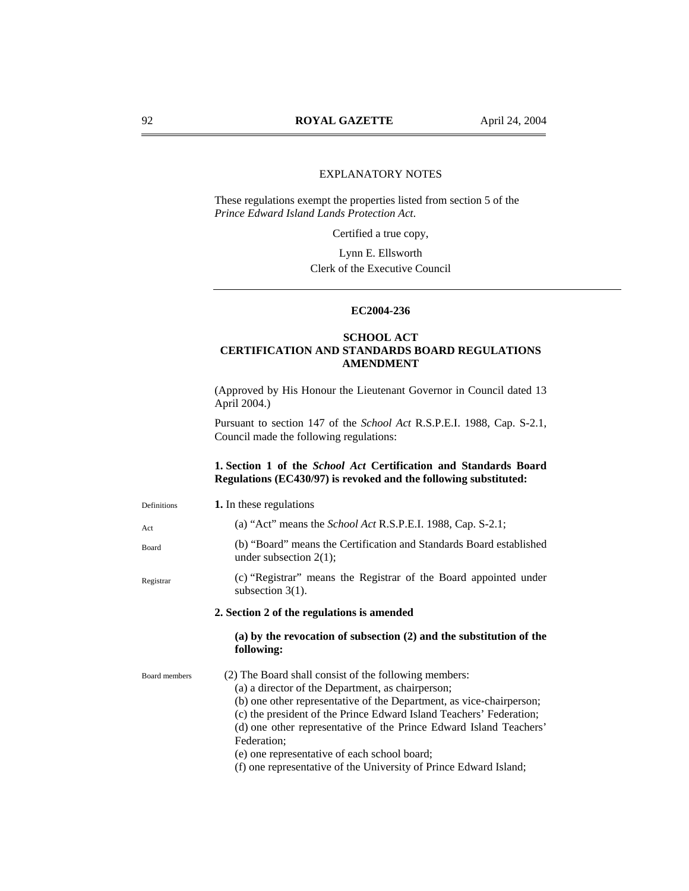EXPLANATORY NOTES

These regulations exempt the properties listed from section 5 of the *Prince Edward Island Lands Protection Act*.

Certified a true copy,

Lynn E. Ellsworth
Clerk of the Executive Council

---

**EC2004-236**

**SCHOOL ACT**
**CERTIFICATION AND STANDARDS BOARD REGULATIONS AMENDMENT**

(Approved by His Honour the Lieutenant Governor in Council dated 13 April 2004.)

Pursuant to section 147 of the *School Act* R.S.P.E.I. 1988, Cap. S-2.1, Council made the following regulations:

**1. Section 1 of the *School Act* Certification and Standards Board Regulations (EC430/97) is revoked and the following substituted:**

Definitions

**1.** In these regulations

Act

(a) "Act" means the *School Act* R.S.P.E.I. 1988, Cap. S-2.1;

Board

(b) "Board" means the Certification and Standards Board established under subsection 2(1);

Registrar

(c) "Registrar" means the Registrar of the Board appointed under subsection 3(1).

**2. Section 2 of the regulations is amended**

**(a) by the revocation of subsection (2) and the substitution of the following:**

Board members

(2) The Board shall consist of the following members:

(a) a director of the Department, as chairperson;

(b) one other representative of the Department, as vice-chairperson;

(c) the president of the Prince Edward Island Teachers' Federation;

(d) one other representative of the Prince Edward Island Teachers' Federation;

(e) one representative of each school board;

(f) one representative of the University of Prince Edward Island;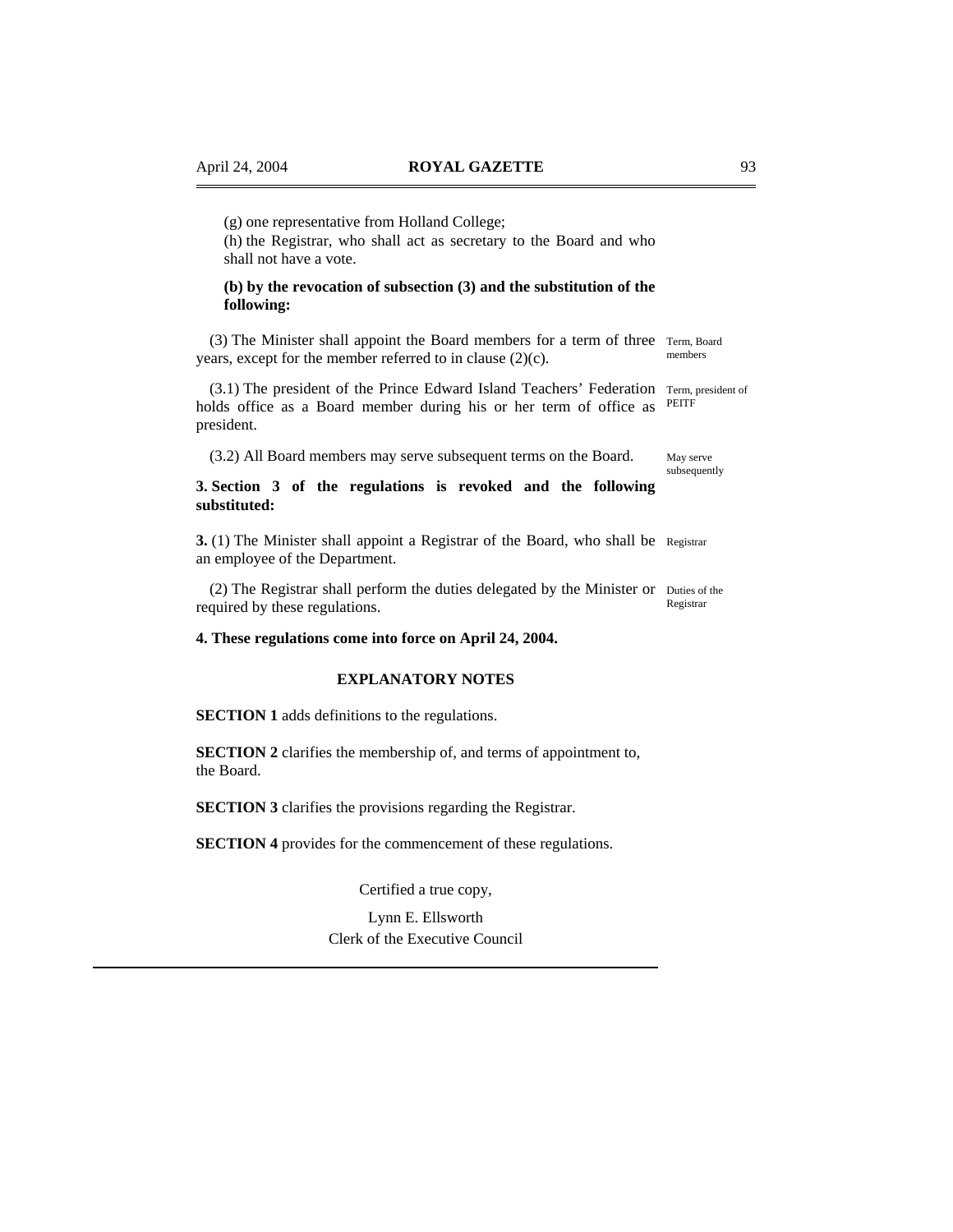(g) one representative from Holland College;

(h) the Registrar, who shall act as secretary to the Board and who shall not have a vote.

**(b) by the revocation of subsection (3) and the substitution of the following:**

(3) The Minister shall appoint the Board members for a term of three years, except for the member referred to in clause (2)(c). Term, Board members

(3.1) The president of the Prince Edward Island Teachers' Federation holds office as a Board member during his or her term of office as president. Term, president of PEITF

(3.2) All Board members may serve subsequent terms on the Board. May serve subsequently

**3. Section 3 of the regulations is revoked and the following substituted:**

**3.** (1) The Minister shall appoint a Registrar of the Board, who shall be an employee of the Department. Registrar

(2) The Registrar shall perform the duties delegated by the Minister or required by these regulations. Duties of the Registrar

**4. These regulations come into force on April 24, 2004.**

**EXPLANATORY NOTES**

**SECTION 1** adds definitions to the regulations.

**SECTION 2** clarifies the membership of, and terms of appointment to, the Board.

**SECTION 3** clarifies the provisions regarding the Registrar.

**SECTION 4** provides for the commencement of these regulations.

Certified a true copy,

Lynn E. Ellsworth
Clerk of the Executive Council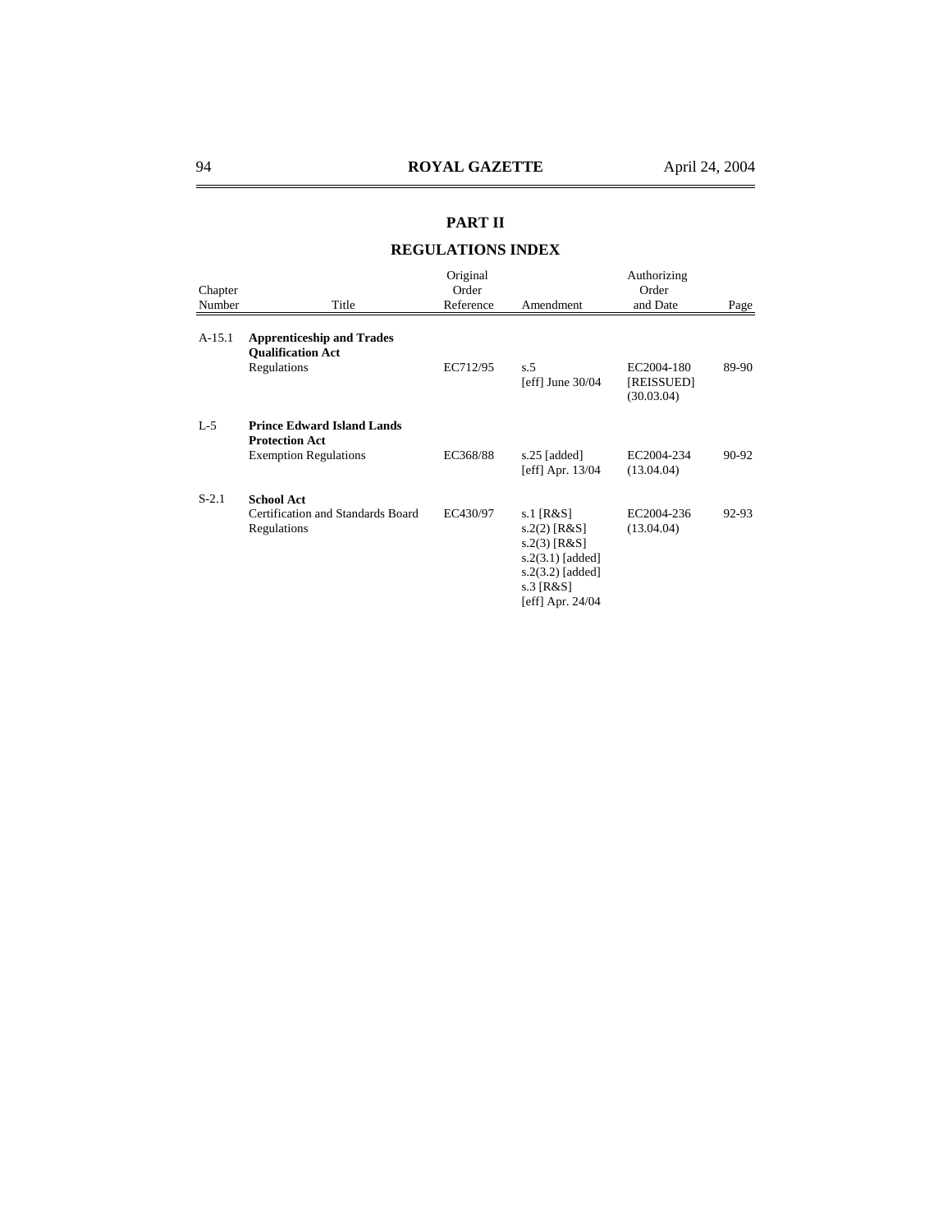## PART II

## REGULATIONS INDEX

| Chapter Number | Title | Original Order Reference | Amendment | Authorizing Order and Date | Page |
|---|---|---|---|---|---|
| A-15.1 | **Apprenticeship and Trades Qualification Act** | | | | |
| | Regulations | EC712/95 | s.5<br>[eff] June 30/04 | EC2004-180<br>[REISSUED]<br>(30.03.04) | 89-90 |
| L-5 | **Prince Edward Island Lands Protection Act** | | | | |
| | Exemption Regulations | EC368/88 | s.25 [added]<br>[eff] Apr. 13/04 | EC2004-234<br>(13.04.04) | 90-92 |
| S-2.1 | **School Act** | | | | |
| | Certification and Standards Board Regulations | EC430/97 | s.1 [R&S]<br>s.2(2) [R&S]<br>s.2(3) [R&S]<br>s.2(3.1) [added]<br>s.2(3.2) [added]<br>s.3 [R&S]<br>[eff] Apr. 24/04 | EC2004-236<br>(13.04.04) | 92-93 |